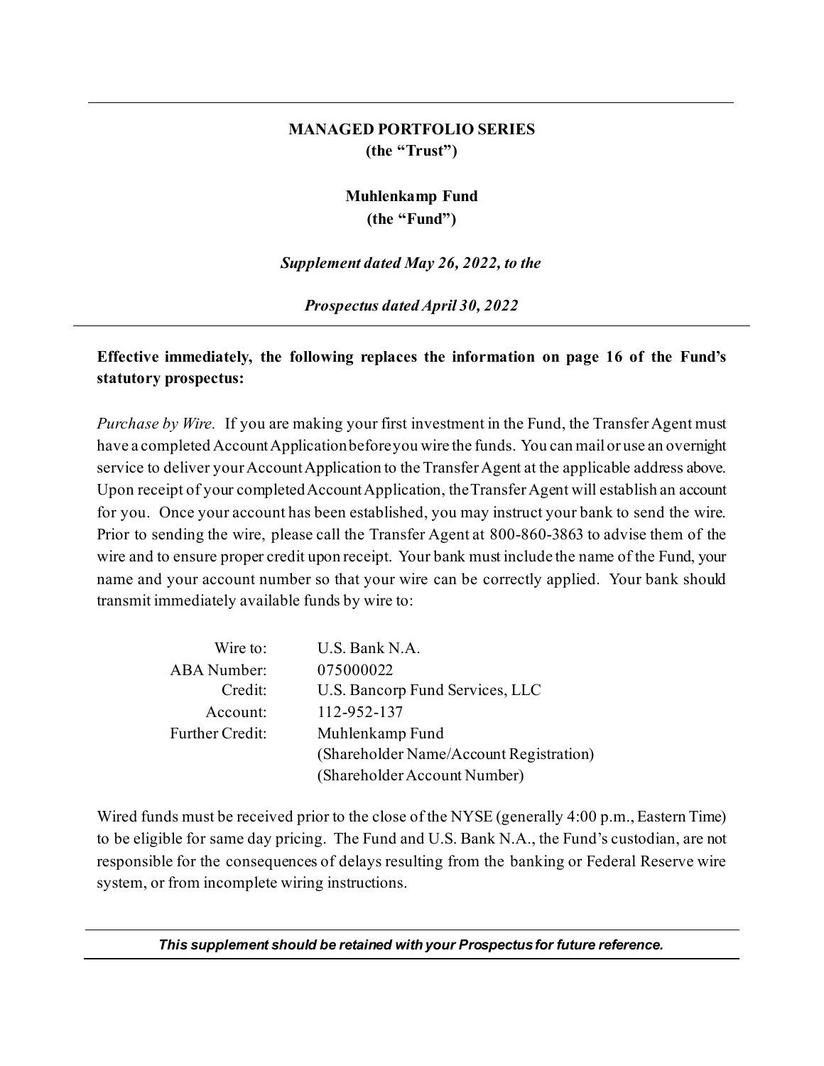**MANAGED PORTFOLIO SERIES**
**(the "Trust")**

**Muhlenkamp Fund**
**(the "Fund")**

***Supplement dated May 26, 2022, to the***

***Prospectus dated April 30, 2022***

**Effective immediately, the following replaces the information on page 16 of the Fund's statutory prospectus:**

*Purchase by Wire.* If you are making your first investment in the Fund, the Transfer Agent must have a completed Account Application before you wire the funds. You can mail or use an overnight service to deliver your Account Application to the Transfer Agent at the applicable address above. Upon receipt of your completed Account Application, the Transfer Agent will establish an account for you. Once your account has been established, you may instruct your bank to send the wire. Prior to sending the wire, please call the Transfer Agent at 800-860-3863 to advise them of the wire and to ensure proper credit upon receipt. Your bank must include the name of the Fund, your name and your account number so that your wire can be correctly applied. Your bank should transmit immediately available funds by wire to:

| | |
|---|---|
| Wire to: | U.S. Bank N.A. |
| ABA Number: | 075000022 |
| Credit: | U.S. Bancorp Fund Services, LLC |
| Account: | 112-952-137 |
| Further Credit: | Muhlenkamp Fund<br>(Shareholder Name/Account Registration)<br>(Shareholder Account Number) |

Wired funds must be received prior to the close of the NYSE (generally 4:00 p.m., Eastern Time) to be eligible for same day pricing. The Fund and U.S. Bank N.A., the Fund's custodian, are not responsible for the consequences of delays resulting from the banking or Federal Reserve wire system, or from incomplete wiring instructions.

***This supplement should be retained with your Prospectus for future reference.***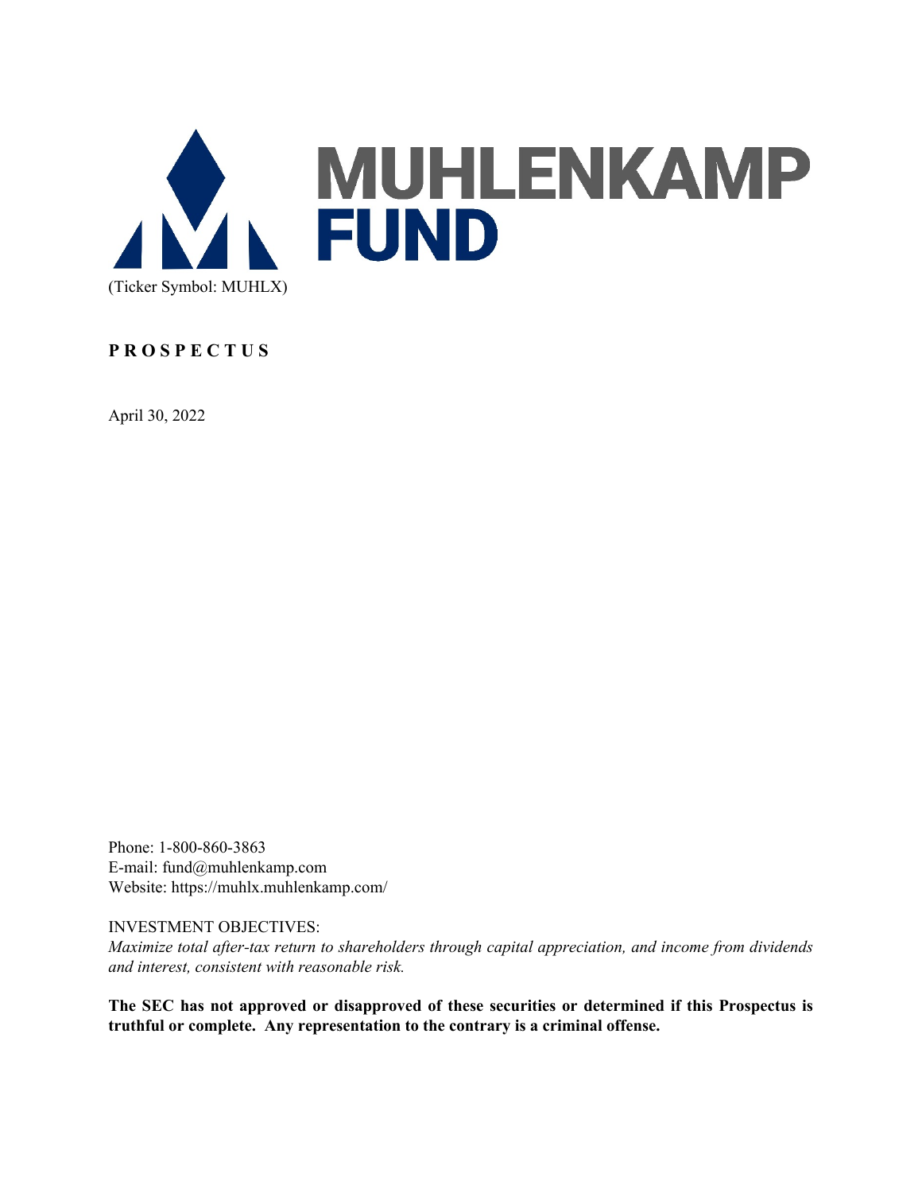# MUHLENKAMP FUND

(Ticker Symbol: MUHLX)

**P R O S P E C T U S**

April 30, 2022

Phone: 1-800-860-3863
E-mail: fund@muhlenkamp.com
Website: https://muhlx.muhlenkamp.com/

INVESTMENT OBJECTIVES:
*Maximize total after-tax return to shareholders through capital appreciation, and income from dividends and interest, consistent with reasonable risk.*

**The SEC has not approved or disapproved of these securities or determined if this Prospectus is truthful or complete. Any representation to the contrary is a criminal offense.**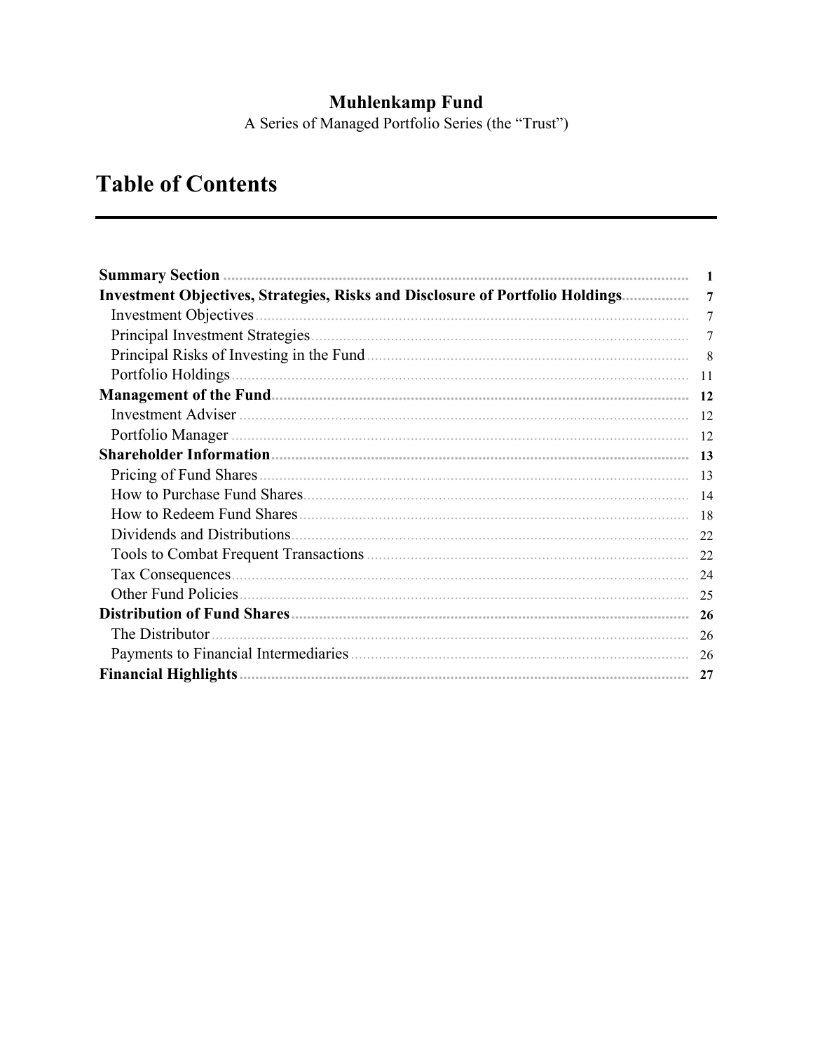**Muhlenkamp Fund**

A Series of Managed Portfolio Series (the "Trust")

# Table of Contents

| | |
|---|---|
| **Summary Section** | **1** |
| **Investment Objectives, Strategies, Risks and Disclosure of Portfolio Holdings** | **7** |
| Investment Objectives | 7 |
| Principal Investment Strategies | 7 |
| Principal Risks of Investing in the Fund | 8 |
| Portfolio Holdings | 11 |
| **Management of the Fund** | **12** |
| Investment Adviser | 12 |
| Portfolio Manager | 12 |
| **Shareholder Information** | **13** |
| Pricing of Fund Shares | 13 |
| How to Purchase Fund Shares | 14 |
| How to Redeem Fund Shares | 18 |
| Dividends and Distributions | 22 |
| Tools to Combat Frequent Transactions | 22 |
| Tax Consequences | 24 |
| Other Fund Policies | 25 |
| **Distribution of Fund Shares** | **26** |
| The Distributor | 26 |
| Payments to Financial Intermediaries | 26 |
| **Financial Highlights** | **27** |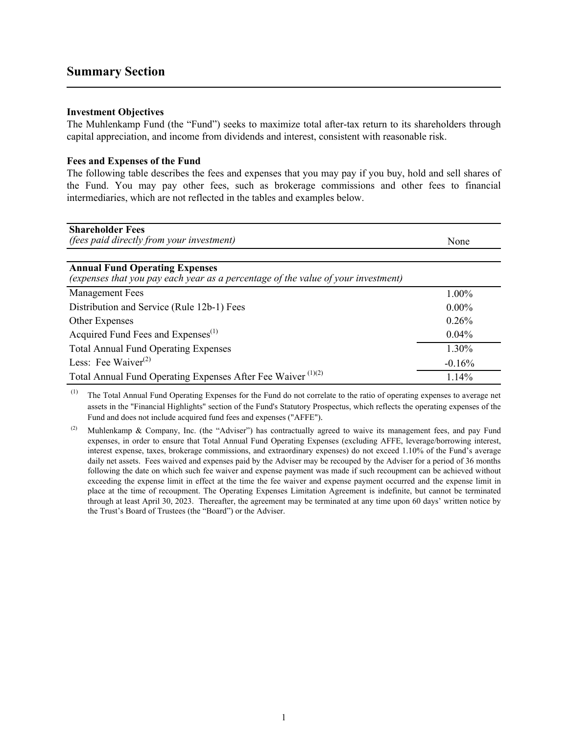## Summary Section

**Investment Objectives**

The Muhlenkamp Fund (the "Fund") seeks to maximize total after-tax return to its shareholders through capital appreciation, and income from dividends and interest, consistent with reasonable risk.

**Fees and Expenses of the Fund**

The following table describes the fees and expenses that you may pay if you buy, hold and sell shares of the Fund. You may pay other fees, such as brokerage commissions and other fees to financial intermediaries, which are not reflected in the tables and examples below.

| **Shareholder Fees** *(fees paid directly from your investment)* | None |
|---|---|

| **Annual Fund Operating Expenses** *(expenses that you pay each year as a percentage of the value of your investment)* | |
|---|---|
| Management Fees | 1.00% |
| Distribution and Service (Rule 12b-1) Fees | 0.00% |
| Other Expenses | 0.26% |
| Acquired Fund Fees and Expenses[(1)] | 0.04% |
| Total Annual Fund Operating Expenses | 1.30% |
| Less: Fee Waiver[(2)] | -0.16% |
| Total Annual Fund Operating Expenses After Fee Waiver [(1)(2)] | 1.14% |

(1) The Total Annual Fund Operating Expenses for the Fund do not correlate to the ratio of operating expenses to average net assets in the "Financial Highlights" section of the Fund's Statutory Prospectus, which reflects the operating expenses of the Fund and does not include acquired fund fees and expenses ("AFFE").

(2) Muhlenkamp & Company, Inc. (the "Adviser") has contractually agreed to waive its management fees, and pay Fund expenses, in order to ensure that Total Annual Fund Operating Expenses (excluding AFFE, leverage/borrowing interest, interest expense, taxes, brokerage commissions, and extraordinary expenses) do not exceed 1.10% of the Fund's average daily net assets. Fees waived and expenses paid by the Adviser may be recouped by the Adviser for a period of 36 months following the date on which such fee waiver and expense payment was made if such recoupment can be achieved without exceeding the expense limit in effect at the time the fee waiver and expense payment occurred and the expense limit in place at the time of recoupment. The Operating Expenses Limitation Agreement is indefinite, but cannot be terminated through at least April 30, 2023. Thereafter, the agreement may be terminated at any time upon 60 days' written notice by the Trust's Board of Trustees (the "Board") or the Adviser.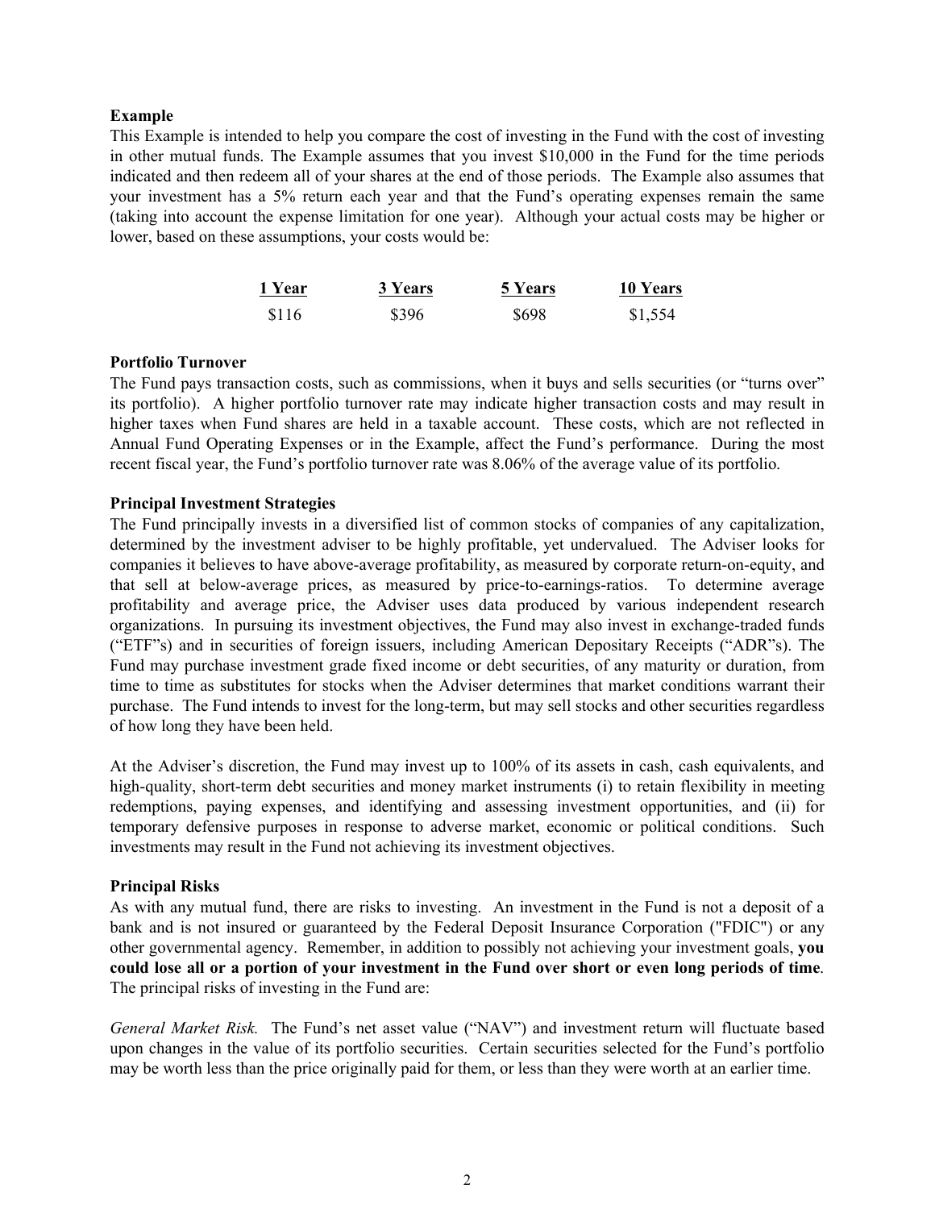**Example**

This Example is intended to help you compare the cost of investing in the Fund with the cost of investing in other mutual funds. The Example assumes that you invest $10,000 in the Fund for the time periods indicated and then redeem all of your shares at the end of those periods. The Example also assumes that your investment has a 5% return each year and that the Fund's operating expenses remain the same (taking into account the expense limitation for one year). Although your actual costs may be higher or lower, based on these assumptions, your costs would be:

| 1 Year | 3 Years | 5 Years | 10 Years |
|---|---|---|---|
| $116 | $396 | $698 | $1,554 |

**Portfolio Turnover**

The Fund pays transaction costs, such as commissions, when it buys and sells securities (or "turns over" its portfolio). A higher portfolio turnover rate may indicate higher transaction costs and may result in higher taxes when Fund shares are held in a taxable account. These costs, which are not reflected in Annual Fund Operating Expenses or in the Example, affect the Fund's performance. During the most recent fiscal year, the Fund's portfolio turnover rate was 8.06% of the average value of its portfolio.

**Principal Investment Strategies**

The Fund principally invests in a diversified list of common stocks of companies of any capitalization, determined by the investment adviser to be highly profitable, yet undervalued. The Adviser looks for companies it believes to have above-average profitability, as measured by corporate return-on-equity, and that sell at below-average prices, as measured by price-to-earnings-ratios. To determine average profitability and average price, the Adviser uses data produced by various independent research organizations. In pursuing its investment objectives, the Fund may also invest in exchange-traded funds ("ETF"s) and in securities of foreign issuers, including American Depositary Receipts ("ADR"s). The Fund may purchase investment grade fixed income or debt securities, of any maturity or duration, from time to time as substitutes for stocks when the Adviser determines that market conditions warrant their purchase. The Fund intends to invest for the long-term, but may sell stocks and other securities regardless of how long they have been held.

At the Adviser's discretion, the Fund may invest up to 100% of its assets in cash, cash equivalents, and high-quality, short-term debt securities and money market instruments (i) to retain flexibility in meeting redemptions, paying expenses, and identifying and assessing investment opportunities, and (ii) for temporary defensive purposes in response to adverse market, economic or political conditions. Such investments may result in the Fund not achieving its investment objectives.

**Principal Risks**

As with any mutual fund, there are risks to investing. An investment in the Fund is not a deposit of a bank and is not insured or guaranteed by the Federal Deposit Insurance Corporation ("FDIC") or any other governmental agency. Remember, in addition to possibly not achieving your investment goals, **you could lose all or a portion of your investment in the Fund over short or even long periods of time**. The principal risks of investing in the Fund are:

*General Market Risk.* The Fund's net asset value ("NAV") and investment return will fluctuate based upon changes in the value of its portfolio securities. Certain securities selected for the Fund's portfolio may be worth less than the price originally paid for them, or less than they were worth at an earlier time.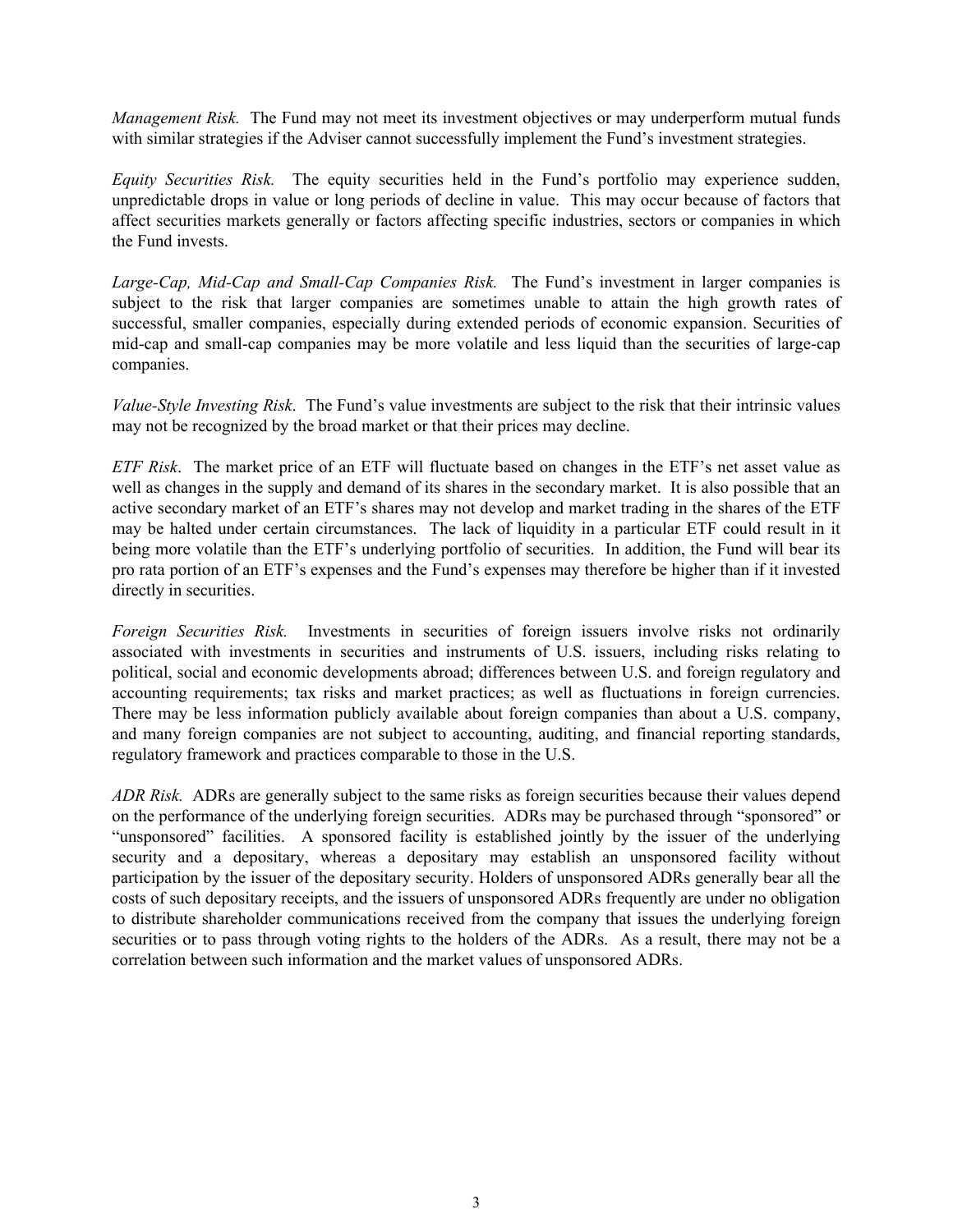*Management Risk.* The Fund may not meet its investment objectives or may underperform mutual funds with similar strategies if the Adviser cannot successfully implement the Fund's investment strategies.

*Equity Securities Risk.* The equity securities held in the Fund's portfolio may experience sudden, unpredictable drops in value or long periods of decline in value. This may occur because of factors that affect securities markets generally or factors affecting specific industries, sectors or companies in which the Fund invests.

*Large-Cap, Mid-Cap and Small-Cap Companies Risk.* The Fund's investment in larger companies is subject to the risk that larger companies are sometimes unable to attain the high growth rates of successful, smaller companies, especially during extended periods of economic expansion. Securities of mid-cap and small-cap companies may be more volatile and less liquid than the securities of large-cap companies.

*Value-Style Investing Risk*. The Fund's value investments are subject to the risk that their intrinsic values may not be recognized by the broad market or that their prices may decline.

*ETF Risk*. The market price of an ETF will fluctuate based on changes in the ETF's net asset value as well as changes in the supply and demand of its shares in the secondary market. It is also possible that an active secondary market of an ETF's shares may not develop and market trading in the shares of the ETF may be halted under certain circumstances. The lack of liquidity in a particular ETF could result in it being more volatile than the ETF's underlying portfolio of securities. In addition, the Fund will bear its pro rata portion of an ETF's expenses and the Fund's expenses may therefore be higher than if it invested directly in securities.

*Foreign Securities Risk.* Investments in securities of foreign issuers involve risks not ordinarily associated with investments in securities and instruments of U.S. issuers, including risks relating to political, social and economic developments abroad; differences between U.S. and foreign regulatory and accounting requirements; tax risks and market practices; as well as fluctuations in foreign currencies. There may be less information publicly available about foreign companies than about a U.S. company, and many foreign companies are not subject to accounting, auditing, and financial reporting standards, regulatory framework and practices comparable to those in the U.S.

*ADR Risk.* ADRs are generally subject to the same risks as foreign securities because their values depend on the performance of the underlying foreign securities. ADRs may be purchased through "sponsored" or "unsponsored" facilities. A sponsored facility is established jointly by the issuer of the underlying security and a depositary, whereas a depositary may establish an unsponsored facility without participation by the issuer of the depositary security. Holders of unsponsored ADRs generally bear all the costs of such depositary receipts, and the issuers of unsponsored ADRs frequently are under no obligation to distribute shareholder communications received from the company that issues the underlying foreign securities or to pass through voting rights to the holders of the ADRs. As a result, there may not be a correlation between such information and the market values of unsponsored ADRs.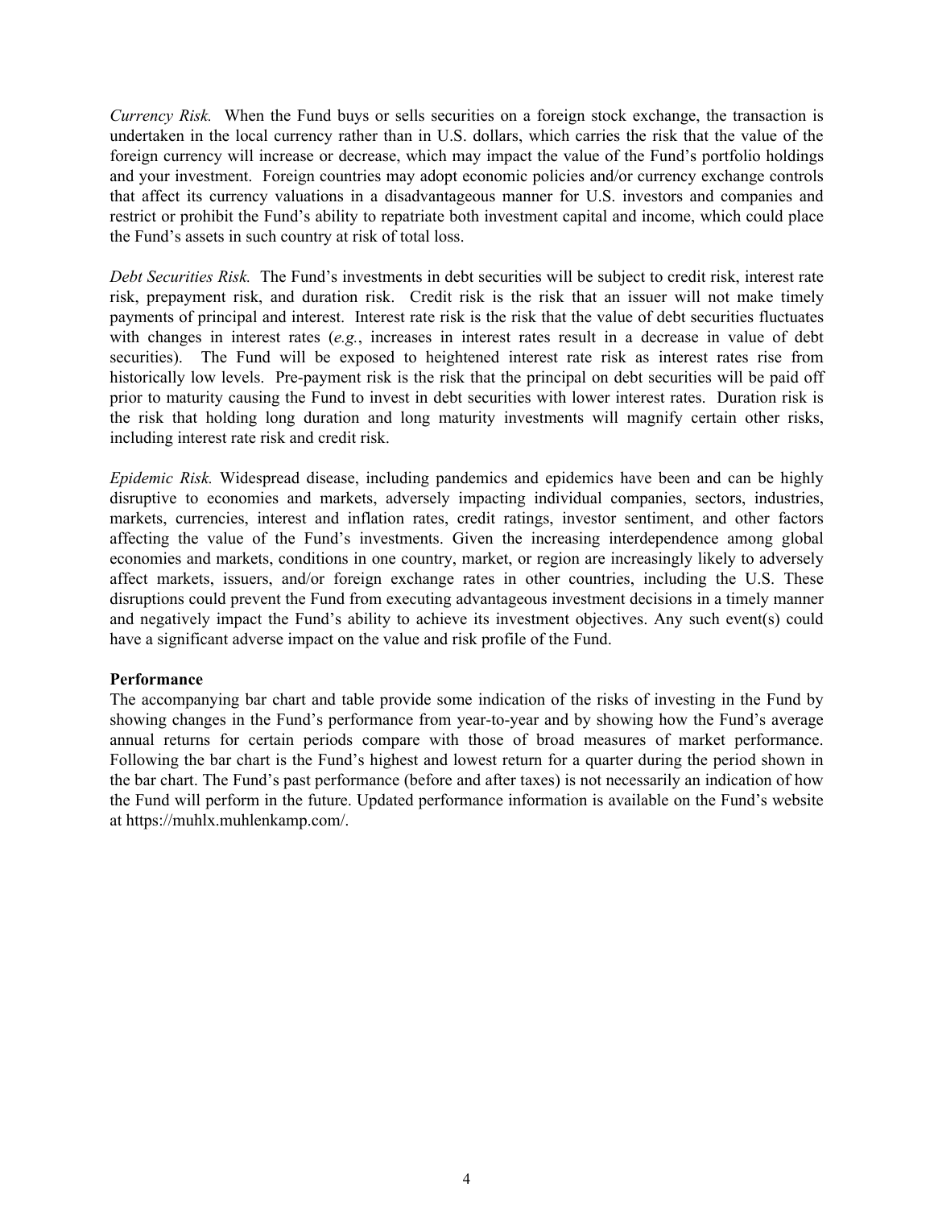*Currency Risk.* When the Fund buys or sells securities on a foreign stock exchange, the transaction is undertaken in the local currency rather than in U.S. dollars, which carries the risk that the value of the foreign currency will increase or decrease, which may impact the value of the Fund's portfolio holdings and your investment. Foreign countries may adopt economic policies and/or currency exchange controls that affect its currency valuations in a disadvantageous manner for U.S. investors and companies and restrict or prohibit the Fund's ability to repatriate both investment capital and income, which could place the Fund's assets in such country at risk of total loss.

*Debt Securities Risk.* The Fund's investments in debt securities will be subject to credit risk, interest rate risk, prepayment risk, and duration risk. Credit risk is the risk that an issuer will not make timely payments of principal and interest. Interest rate risk is the risk that the value of debt securities fluctuates with changes in interest rates (*e.g.*, increases in interest rates result in a decrease in value of debt securities). The Fund will be exposed to heightened interest rate risk as interest rates rise from historically low levels. Pre-payment risk is the risk that the principal on debt securities will be paid off prior to maturity causing the Fund to invest in debt securities with lower interest rates. Duration risk is the risk that holding long duration and long maturity investments will magnify certain other risks, including interest rate risk and credit risk.

*Epidemic Risk.* Widespread disease, including pandemics and epidemics have been and can be highly disruptive to economies and markets, adversely impacting individual companies, sectors, industries, markets, currencies, interest and inflation rates, credit ratings, investor sentiment, and other factors affecting the value of the Fund's investments. Given the increasing interdependence among global economies and markets, conditions in one country, market, or region are increasingly likely to adversely affect markets, issuers, and/or foreign exchange rates in other countries, including the U.S. These disruptions could prevent the Fund from executing advantageous investment decisions in a timely manner and negatively impact the Fund's ability to achieve its investment objectives. Any such event(s) could have a significant adverse impact on the value and risk profile of the Fund.

**Performance**

The accompanying bar chart and table provide some indication of the risks of investing in the Fund by showing changes in the Fund's performance from year-to-year and by showing how the Fund's average annual returns for certain periods compare with those of broad measures of market performance. Following the bar chart is the Fund's highest and lowest return for a quarter during the period shown in the bar chart. The Fund's past performance (before and after taxes) is not necessarily an indication of how the Fund will perform in the future. Updated performance information is available on the Fund's website at https://muhlx.muhlenkamp.com/.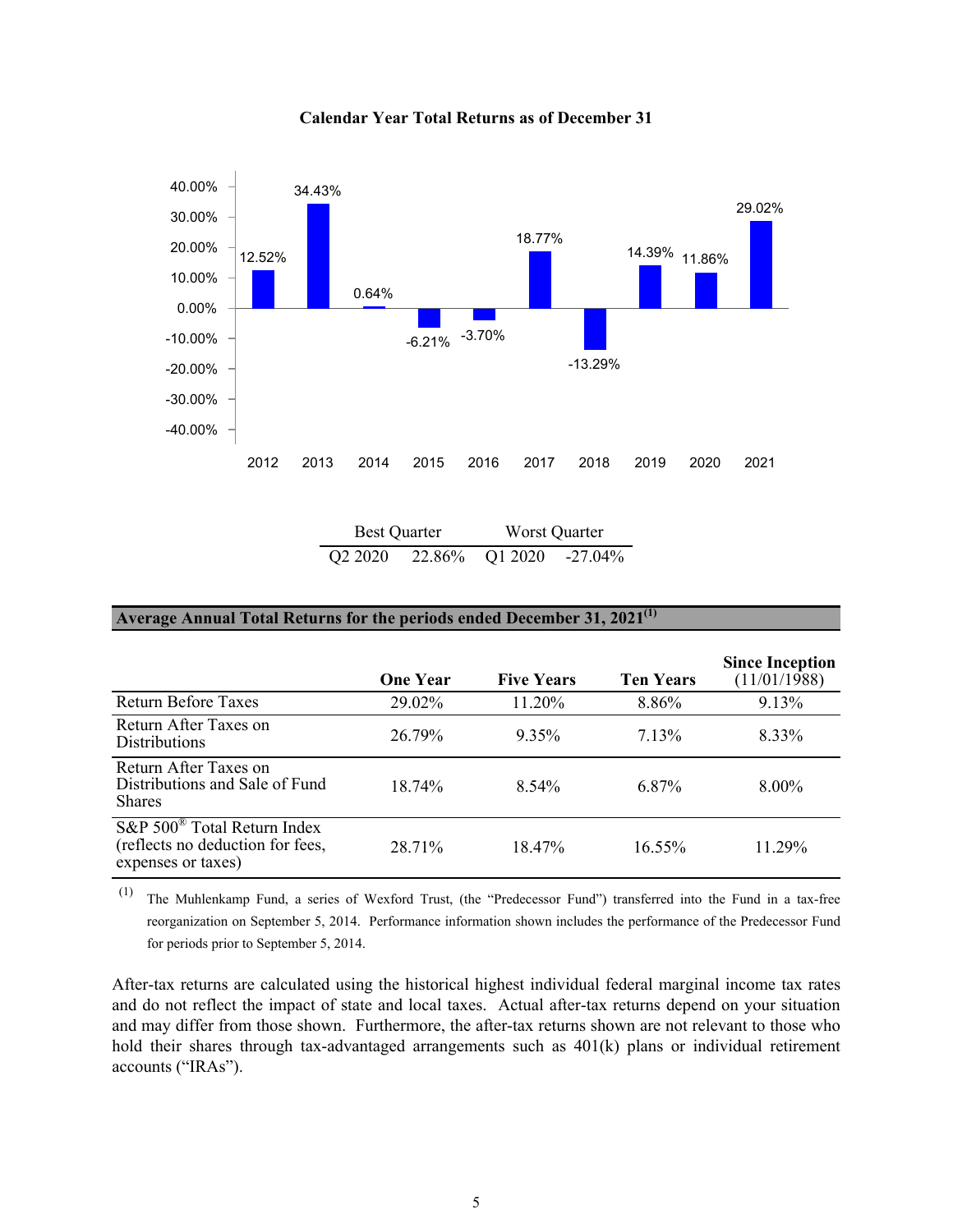**Calendar Year Total Returns as of December 31**

| Year | Total Return |
|---|---|
| 2012 | 12.52% |
| 2013 | 34.43% |
| 2014 | 0.64% |
| 2015 | -6.21% |
| 2016 | -3.70% |
| 2017 | 18.77% |
| 2018 | -13.29% |
| 2019 | 14.39% |
| 2020 | 11.86% |
| 2021 | 29.02% |

| Best Quarter | | Worst Quarter | |
|---|---|---|---|
| Q2 2020 | 22.86% | Q1 2020 | -27.04% |

**Average Annual Total Returns for the periods ended December 31, 2021[1]**

| | One Year | Five Years | Ten Years | Since Inception (11/01/1988) |
|---|---|---|---|---|
| Return Before Taxes | 29.02% | 11.20% | 8.86% | 9.13% |
| Return After Taxes on Distributions | 26.79% | 9.35% | 7.13% | 8.33% |
| Return After Taxes on Distributions and Sale of Fund Shares | 18.74% | 8.54% | 6.87% | 8.00% |
| S&P 500® Total Return Index (reflects no deduction for fees, expenses or taxes) | 28.71% | 18.47% | 16.55% | 11.29% |

(1) The Muhlenkamp Fund, a series of Wexford Trust, (the "Predecessor Fund") transferred into the Fund in a tax-free reorganization on September 5, 2014. Performance information shown includes the performance of the Predecessor Fund for periods prior to September 5, 2014.

After-tax returns are calculated using the historical highest individual federal marginal income tax rates and do not reflect the impact of state and local taxes. Actual after-tax returns depend on your situation and may differ from those shown. Furthermore, the after-tax returns shown are not relevant to those who hold their shares through tax-advantaged arrangements such as 401(k) plans or individual retirement accounts ("IRAs").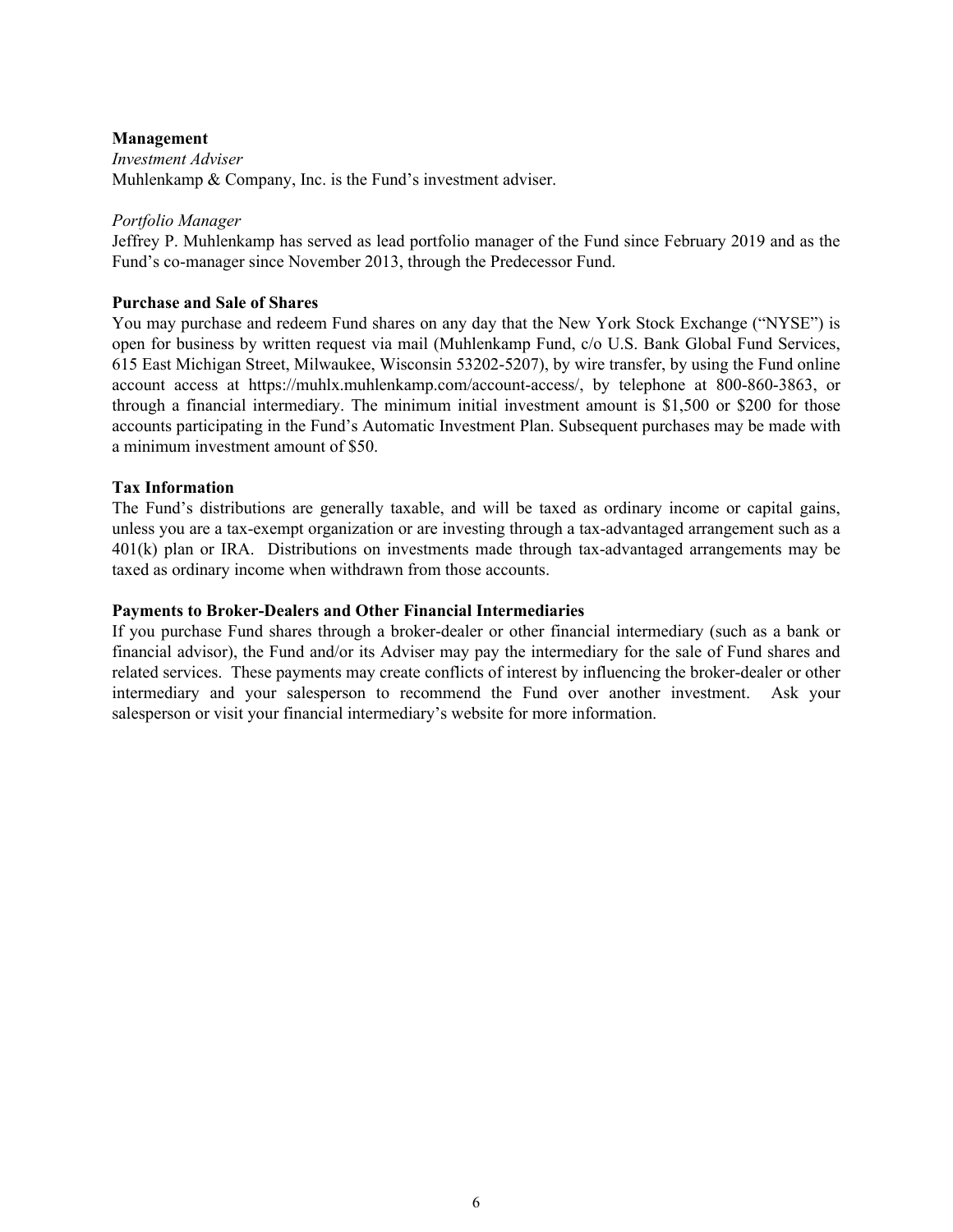**Management**

*Investment Adviser*

Muhlenkamp & Company, Inc. is the Fund's investment adviser.

*Portfolio Manager*

Jeffrey P. Muhlenkamp has served as lead portfolio manager of the Fund since February 2019 and as the Fund's co-manager since November 2013, through the Predecessor Fund.

**Purchase and Sale of Shares**

You may purchase and redeem Fund shares on any day that the New York Stock Exchange ("NYSE") is open for business by written request via mail (Muhlenkamp Fund, c/o U.S. Bank Global Fund Services, 615 East Michigan Street, Milwaukee, Wisconsin 53202-5207), by wire transfer, by using the Fund online account access at https://muhlx.muhlenkamp.com/account-access/, by telephone at 800-860-3863, or through a financial intermediary. The minimum initial investment amount is $1,500 or $200 for those accounts participating in the Fund's Automatic Investment Plan. Subsequent purchases may be made with a minimum investment amount of $50.

**Tax Information**

The Fund's distributions are generally taxable, and will be taxed as ordinary income or capital gains, unless you are a tax-exempt organization or are investing through a tax-advantaged arrangement such as a 401(k) plan or IRA. Distributions on investments made through tax-advantaged arrangements may be taxed as ordinary income when withdrawn from those accounts.

**Payments to Broker-Dealers and Other Financial Intermediaries**

If you purchase Fund shares through a broker-dealer or other financial intermediary (such as a bank or financial advisor), the Fund and/or its Adviser may pay the intermediary for the sale of Fund shares and related services. These payments may create conflicts of interest by influencing the broker-dealer or other intermediary and your salesperson to recommend the Fund over another investment. Ask your salesperson or visit your financial intermediary's website for more information.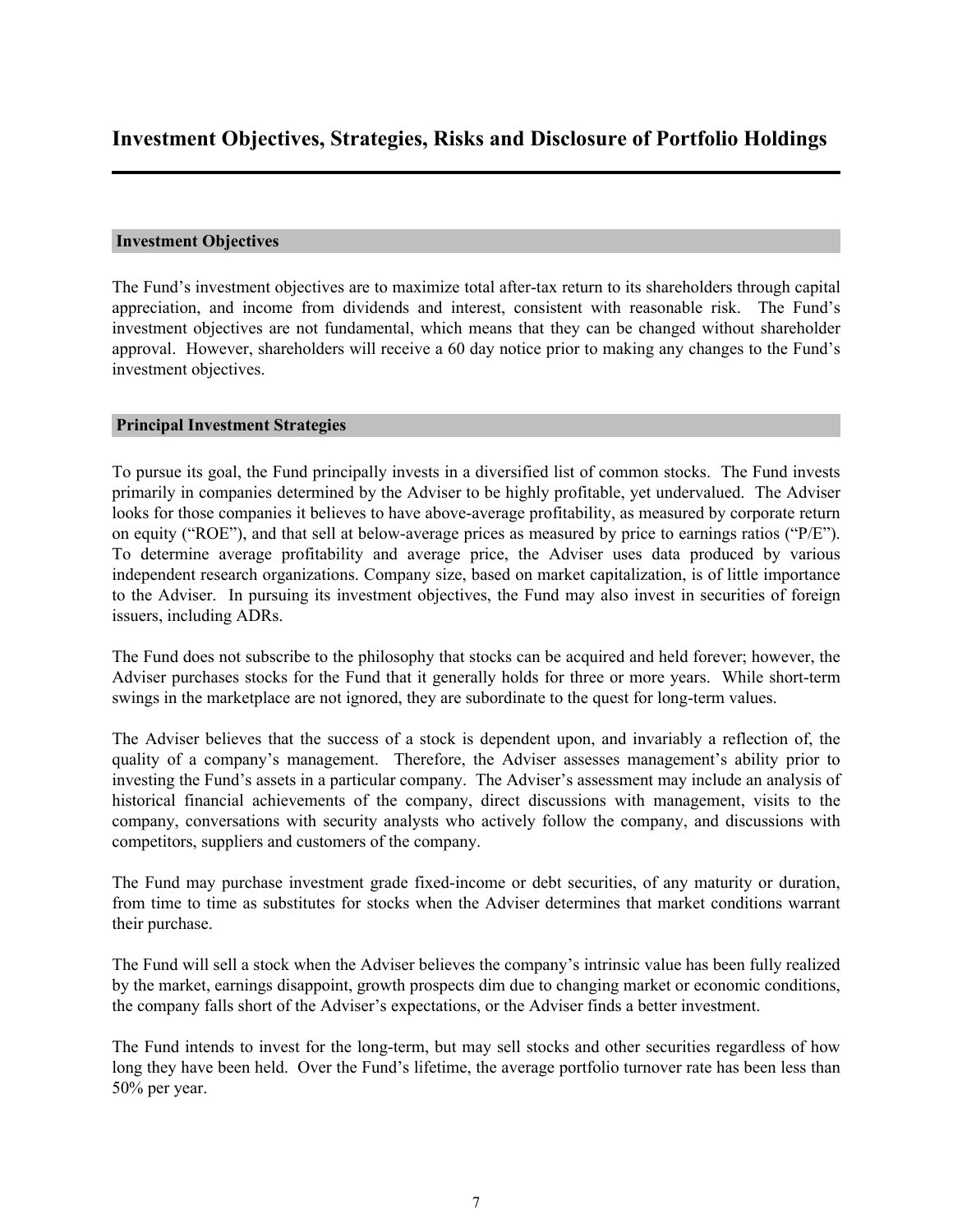# Investment Objectives, Strategies, Risks and Disclosure of Portfolio Holdings

## Investment Objectives

The Fund's investment objectives are to maximize total after-tax return to its shareholders through capital appreciation, and income from dividends and interest, consistent with reasonable risk. The Fund's investment objectives are not fundamental, which means that they can be changed without shareholder approval. However, shareholders will receive a 60 day notice prior to making any changes to the Fund's investment objectives.

## Principal Investment Strategies

To pursue its goal, the Fund principally invests in a diversified list of common stocks. The Fund invests primarily in companies determined by the Adviser to be highly profitable, yet undervalued. The Adviser looks for those companies it believes to have above-average profitability, as measured by corporate return on equity ("ROE"), and that sell at below-average prices as measured by price to earnings ratios ("P/E"). To determine average profitability and average price, the Adviser uses data produced by various independent research organizations. Company size, based on market capitalization, is of little importance to the Adviser. In pursuing its investment objectives, the Fund may also invest in securities of foreign issuers, including ADRs.

The Fund does not subscribe to the philosophy that stocks can be acquired and held forever; however, the Adviser purchases stocks for the Fund that it generally holds for three or more years. While short-term swings in the marketplace are not ignored, they are subordinate to the quest for long-term values.

The Adviser believes that the success of a stock is dependent upon, and invariably a reflection of, the quality of a company's management. Therefore, the Adviser assesses management's ability prior to investing the Fund's assets in a particular company. The Adviser's assessment may include an analysis of historical financial achievements of the company, direct discussions with management, visits to the company, conversations with security analysts who actively follow the company, and discussions with competitors, suppliers and customers of the company.

The Fund may purchase investment grade fixed-income or debt securities, of any maturity or duration, from time to time as substitutes for stocks when the Adviser determines that market conditions warrant their purchase.

The Fund will sell a stock when the Adviser believes the company's intrinsic value has been fully realized by the market, earnings disappoint, growth prospects dim due to changing market or economic conditions, the company falls short of the Adviser's expectations, or the Adviser finds a better investment.

The Fund intends to invest for the long-term, but may sell stocks and other securities regardless of how long they have been held. Over the Fund's lifetime, the average portfolio turnover rate has been less than 50% per year.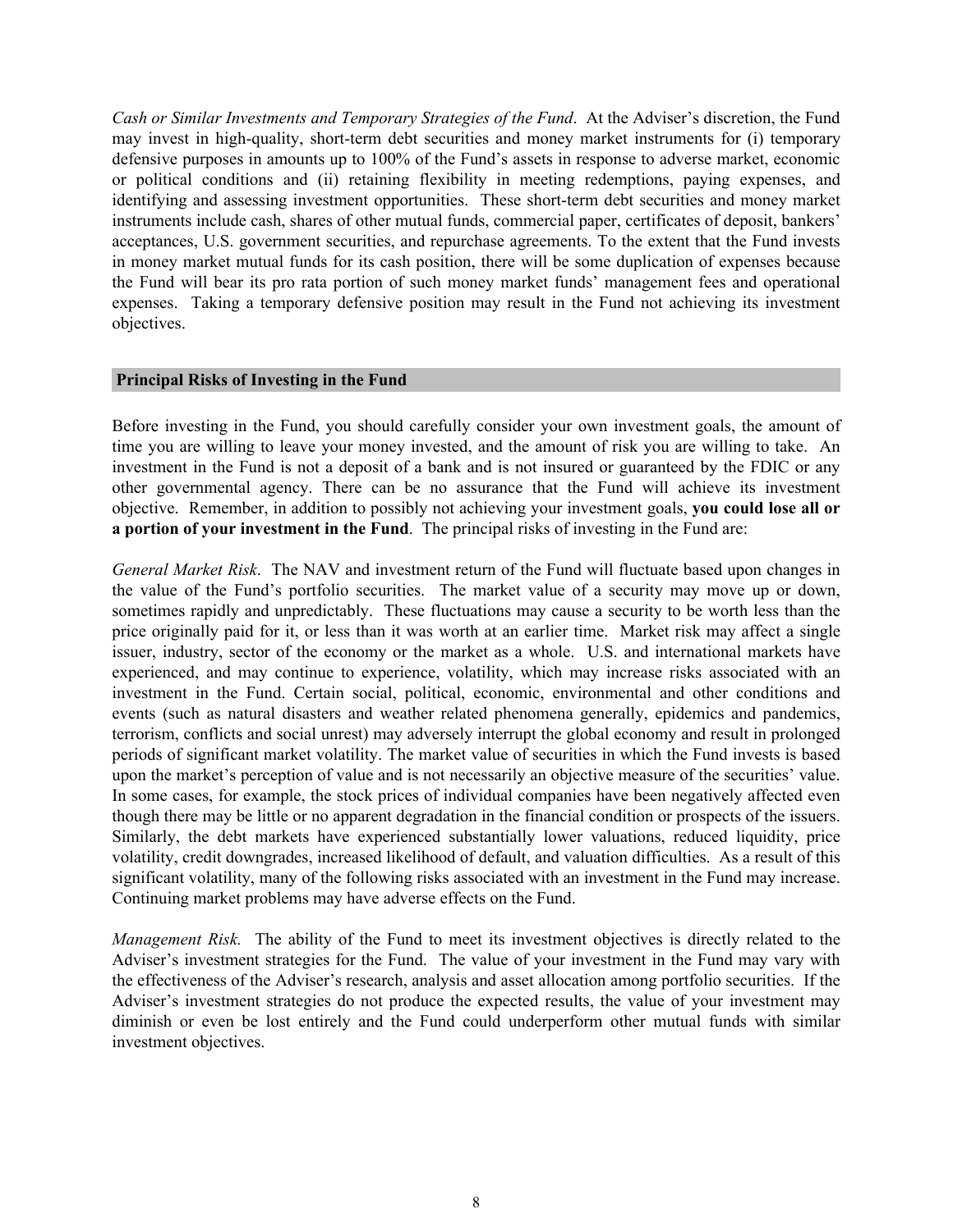*Cash or Similar Investments and Temporary Strategies of the Fund*. At the Adviser's discretion, the Fund may invest in high-quality, short-term debt securities and money market instruments for (i) temporary defensive purposes in amounts up to 100% of the Fund's assets in response to adverse market, economic or political conditions and (ii) retaining flexibility in meeting redemptions, paying expenses, and identifying and assessing investment opportunities. These short-term debt securities and money market instruments include cash, shares of other mutual funds, commercial paper, certificates of deposit, bankers' acceptances, U.S. government securities, and repurchase agreements. To the extent that the Fund invests in money market mutual funds for its cash position, there will be some duplication of expenses because the Fund will bear its pro rata portion of such money market funds' management fees and operational expenses. Taking a temporary defensive position may result in the Fund not achieving its investment objectives.

## Principal Risks of Investing in the Fund

Before investing in the Fund, you should carefully consider your own investment goals, the amount of time you are willing to leave your money invested, and the amount of risk you are willing to take. An investment in the Fund is not a deposit of a bank and is not insured or guaranteed by the FDIC or any other governmental agency. There can be no assurance that the Fund will achieve its investment objective. Remember, in addition to possibly not achieving your investment goals, **you could lose all or a portion of your investment in the Fund**. The principal risks of investing in the Fund are:

*General Market Risk*. The NAV and investment return of the Fund will fluctuate based upon changes in the value of the Fund's portfolio securities. The market value of a security may move up or down, sometimes rapidly and unpredictably. These fluctuations may cause a security to be worth less than the price originally paid for it, or less than it was worth at an earlier time. Market risk may affect a single issuer, industry, sector of the economy or the market as a whole. U.S. and international markets have experienced, and may continue to experience, volatility, which may increase risks associated with an investment in the Fund. Certain social, political, economic, environmental and other conditions and events (such as natural disasters and weather related phenomena generally, epidemics and pandemics, terrorism, conflicts and social unrest) may adversely interrupt the global economy and result in prolonged periods of significant market volatility. The market value of securities in which the Fund invests is based upon the market's perception of value and is not necessarily an objective measure of the securities' value. In some cases, for example, the stock prices of individual companies have been negatively affected even though there may be little or no apparent degradation in the financial condition or prospects of the issuers. Similarly, the debt markets have experienced substantially lower valuations, reduced liquidity, price volatility, credit downgrades, increased likelihood of default, and valuation difficulties. As a result of this significant volatility, many of the following risks associated with an investment in the Fund may increase. Continuing market problems may have adverse effects on the Fund.

*Management Risk.* The ability of the Fund to meet its investment objectives is directly related to the Adviser's investment strategies for the Fund. The value of your investment in the Fund may vary with the effectiveness of the Adviser's research, analysis and asset allocation among portfolio securities. If the Adviser's investment strategies do not produce the expected results, the value of your investment may diminish or even be lost entirely and the Fund could underperform other mutual funds with similar investment objectives.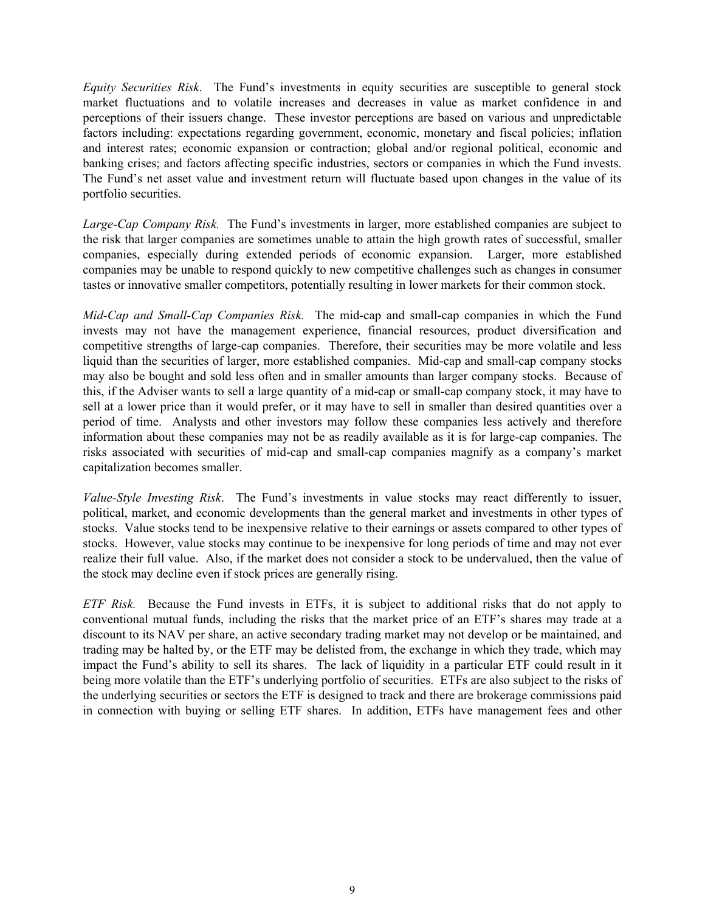*Equity Securities Risk*. The Fund's investments in equity securities are susceptible to general stock market fluctuations and to volatile increases and decreases in value as market confidence in and perceptions of their issuers change. These investor perceptions are based on various and unpredictable factors including: expectations regarding government, economic, monetary and fiscal policies; inflation and interest rates; economic expansion or contraction; global and/or regional political, economic and banking crises; and factors affecting specific industries, sectors or companies in which the Fund invests. The Fund's net asset value and investment return will fluctuate based upon changes in the value of its portfolio securities.

*Large-Cap Company Risk.* The Fund's investments in larger, more established companies are subject to the risk that larger companies are sometimes unable to attain the high growth rates of successful, smaller companies, especially during extended periods of economic expansion. Larger, more established companies may be unable to respond quickly to new competitive challenges such as changes in consumer tastes or innovative smaller competitors, potentially resulting in lower markets for their common stock.

*Mid-Cap and Small-Cap Companies Risk.* The mid-cap and small-cap companies in which the Fund invests may not have the management experience, financial resources, product diversification and competitive strengths of large-cap companies. Therefore, their securities may be more volatile and less liquid than the securities of larger, more established companies. Mid-cap and small-cap company stocks may also be bought and sold less often and in smaller amounts than larger company stocks. Because of this, if the Adviser wants to sell a large quantity of a mid-cap or small-cap company stock, it may have to sell at a lower price than it would prefer, or it may have to sell in smaller than desired quantities over a period of time. Analysts and other investors may follow these companies less actively and therefore information about these companies may not be as readily available as it is for large-cap companies. The risks associated with securities of mid-cap and small-cap companies magnify as a company's market capitalization becomes smaller.

*Value-Style Investing Risk*. The Fund's investments in value stocks may react differently to issuer, political, market, and economic developments than the general market and investments in other types of stocks. Value stocks tend to be inexpensive relative to their earnings or assets compared to other types of stocks. However, value stocks may continue to be inexpensive for long periods of time and may not ever realize their full value. Also, if the market does not consider a stock to be undervalued, then the value of the stock may decline even if stock prices are generally rising.

*ETF Risk.* Because the Fund invests in ETFs, it is subject to additional risks that do not apply to conventional mutual funds, including the risks that the market price of an ETF's shares may trade at a discount to its NAV per share, an active secondary trading market may not develop or be maintained, and trading may be halted by, or the ETF may be delisted from, the exchange in which they trade, which may impact the Fund's ability to sell its shares. The lack of liquidity in a particular ETF could result in it being more volatile than the ETF's underlying portfolio of securities. ETFs are also subject to the risks of the underlying securities or sectors the ETF is designed to track and there are brokerage commissions paid in connection with buying or selling ETF shares. In addition, ETFs have management fees and other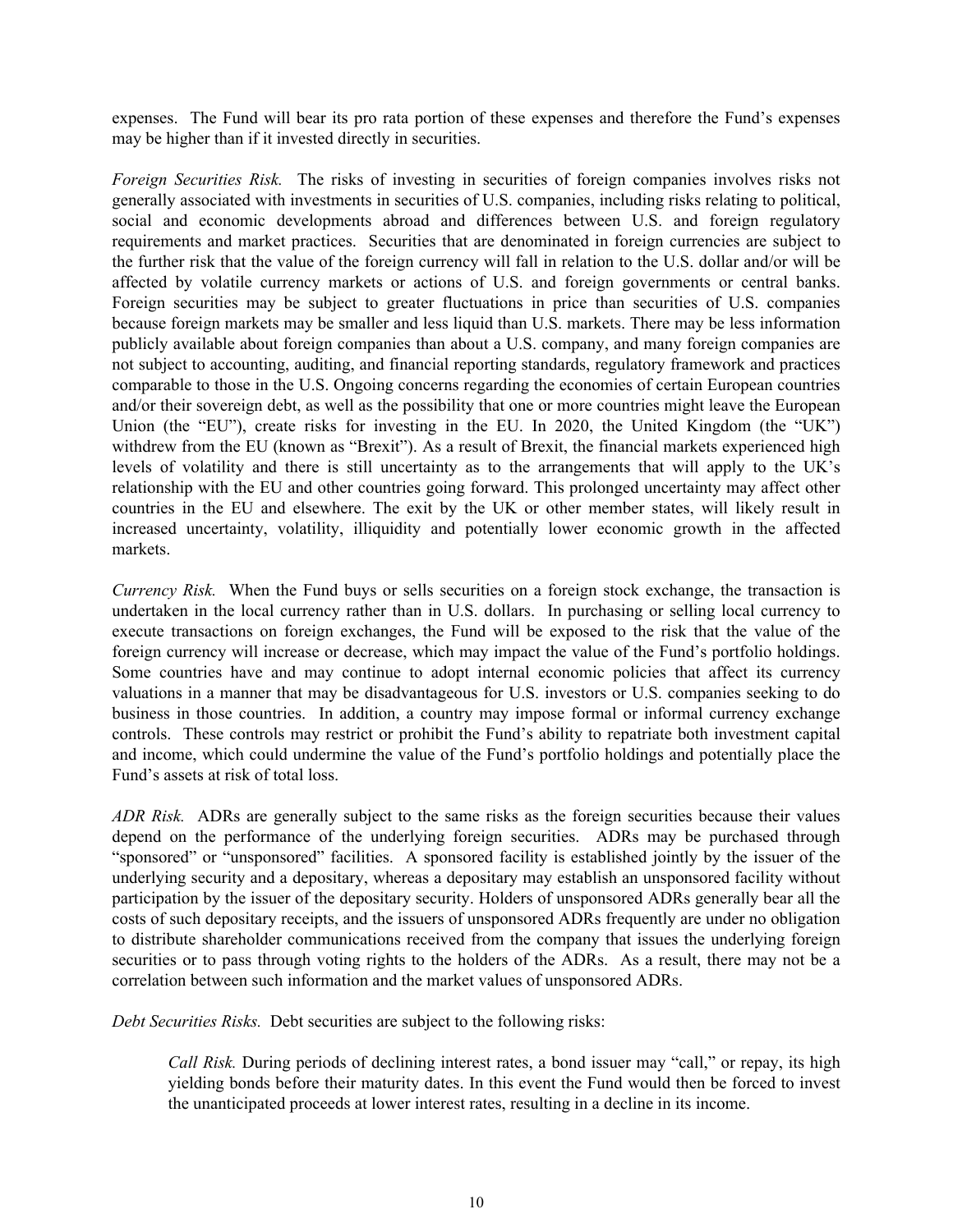expenses. The Fund will bear its pro rata portion of these expenses and therefore the Fund's expenses may be higher than if it invested directly in securities.

*Foreign Securities Risk.* The risks of investing in securities of foreign companies involves risks not generally associated with investments in securities of U.S. companies, including risks relating to political, social and economic developments abroad and differences between U.S. and foreign regulatory requirements and market practices. Securities that are denominated in foreign currencies are subject to the further risk that the value of the foreign currency will fall in relation to the U.S. dollar and/or will be affected by volatile currency markets or actions of U.S. and foreign governments or central banks. Foreign securities may be subject to greater fluctuations in price than securities of U.S. companies because foreign markets may be smaller and less liquid than U.S. markets. There may be less information publicly available about foreign companies than about a U.S. company, and many foreign companies are not subject to accounting, auditing, and financial reporting standards, regulatory framework and practices comparable to those in the U.S. Ongoing concerns regarding the economies of certain European countries and/or their sovereign debt, as well as the possibility that one or more countries might leave the European Union (the "EU"), create risks for investing in the EU. In 2020, the United Kingdom (the "UK") withdrew from the EU (known as "Brexit"). As a result of Brexit, the financial markets experienced high levels of volatility and there is still uncertainty as to the arrangements that will apply to the UK's relationship with the EU and other countries going forward. This prolonged uncertainty may affect other countries in the EU and elsewhere. The exit by the UK or other member states, will likely result in increased uncertainty, volatility, illiquidity and potentially lower economic growth in the affected markets.

*Currency Risk.* When the Fund buys or sells securities on a foreign stock exchange, the transaction is undertaken in the local currency rather than in U.S. dollars. In purchasing or selling local currency to execute transactions on foreign exchanges, the Fund will be exposed to the risk that the value of the foreign currency will increase or decrease, which may impact the value of the Fund's portfolio holdings. Some countries have and may continue to adopt internal economic policies that affect its currency valuations in a manner that may be disadvantageous for U.S. investors or U.S. companies seeking to do business in those countries. In addition, a country may impose formal or informal currency exchange controls. These controls may restrict or prohibit the Fund's ability to repatriate both investment capital and income, which could undermine the value of the Fund's portfolio holdings and potentially place the Fund's assets at risk of total loss.

*ADR Risk.* ADRs are generally subject to the same risks as the foreign securities because their values depend on the performance of the underlying foreign securities. ADRs may be purchased through "sponsored" or "unsponsored" facilities. A sponsored facility is established jointly by the issuer of the underlying security and a depositary, whereas a depositary may establish an unsponsored facility without participation by the issuer of the depositary security. Holders of unsponsored ADRs generally bear all the costs of such depositary receipts, and the issuers of unsponsored ADRs frequently are under no obligation to distribute shareholder communications received from the company that issues the underlying foreign securities or to pass through voting rights to the holders of the ADRs. As a result, there may not be a correlation between such information and the market values of unsponsored ADRs.

*Debt Securities Risks.* Debt securities are subject to the following risks:

> *Call Risk.* During periods of declining interest rates, a bond issuer may "call," or repay, its high yielding bonds before their maturity dates. In this event the Fund would then be forced to invest the unanticipated proceeds at lower interest rates, resulting in a decline in its income.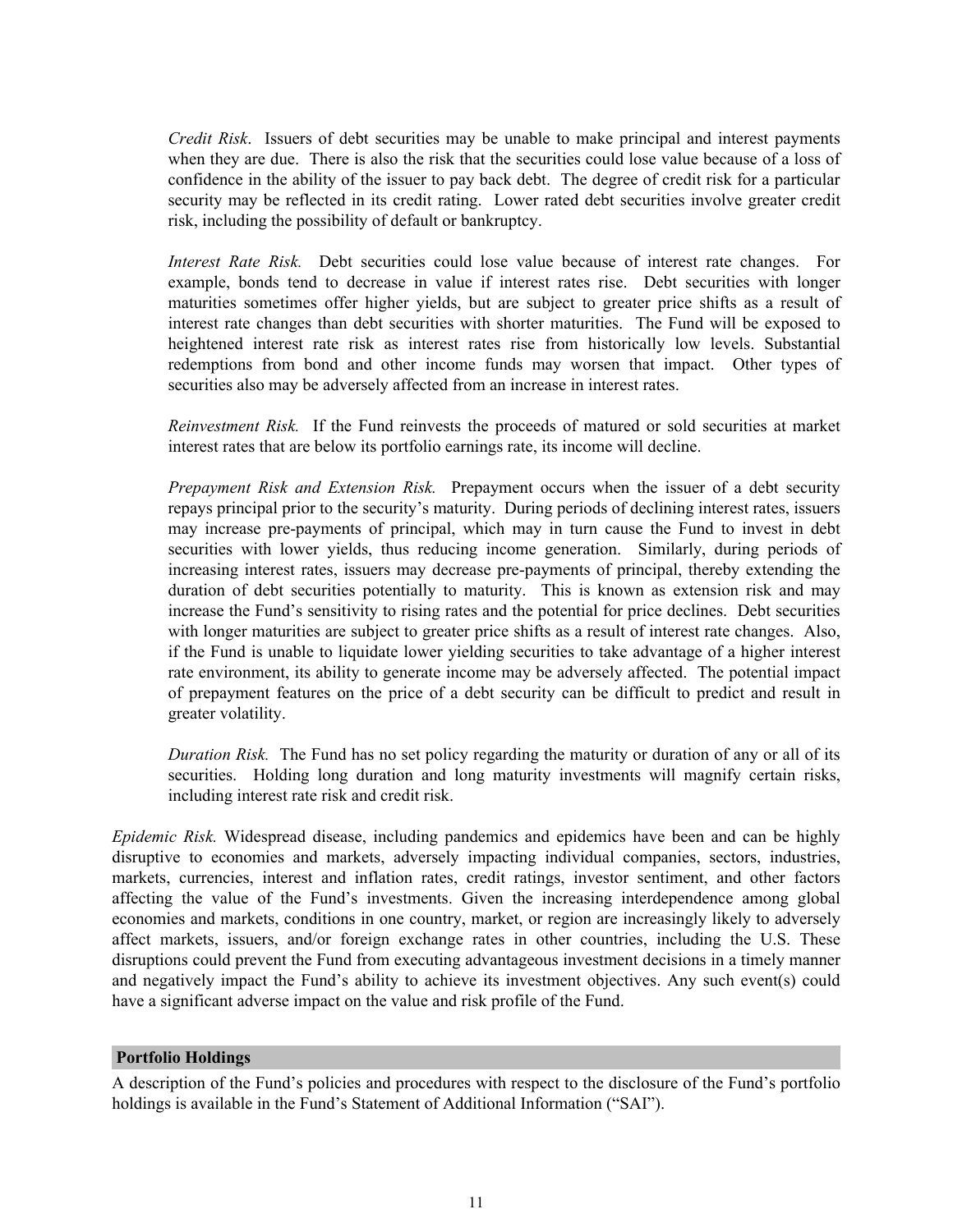*Credit Risk*. Issuers of debt securities may be unable to make principal and interest payments when they are due. There is also the risk that the securities could lose value because of a loss of confidence in the ability of the issuer to pay back debt. The degree of credit risk for a particular security may be reflected in its credit rating. Lower rated debt securities involve greater credit risk, including the possibility of default or bankruptcy.

*Interest Rate Risk.* Debt securities could lose value because of interest rate changes. For example, bonds tend to decrease in value if interest rates rise. Debt securities with longer maturities sometimes offer higher yields, but are subject to greater price shifts as a result of interest rate changes than debt securities with shorter maturities. The Fund will be exposed to heightened interest rate risk as interest rates rise from historically low levels. Substantial redemptions from bond and other income funds may worsen that impact. Other types of securities also may be adversely affected from an increase in interest rates.

*Reinvestment Risk.* If the Fund reinvests the proceeds of matured or sold securities at market interest rates that are below its portfolio earnings rate, its income will decline.

*Prepayment Risk and Extension Risk.* Prepayment occurs when the issuer of a debt security repays principal prior to the security's maturity. During periods of declining interest rates, issuers may increase pre-payments of principal, which may in turn cause the Fund to invest in debt securities with lower yields, thus reducing income generation. Similarly, during periods of increasing interest rates, issuers may decrease pre-payments of principal, thereby extending the duration of debt securities potentially to maturity. This is known as extension risk and may increase the Fund's sensitivity to rising rates and the potential for price declines. Debt securities with longer maturities are subject to greater price shifts as a result of interest rate changes. Also, if the Fund is unable to liquidate lower yielding securities to take advantage of a higher interest rate environment, its ability to generate income may be adversely affected. The potential impact of prepayment features on the price of a debt security can be difficult to predict and result in greater volatility.

*Duration Risk.* The Fund has no set policy regarding the maturity or duration of any or all of its securities. Holding long duration and long maturity investments will magnify certain risks, including interest rate risk and credit risk.

*Epidemic Risk.* Widespread disease, including pandemics and epidemics have been and can be highly disruptive to economies and markets, adversely impacting individual companies, sectors, industries, markets, currencies, interest and inflation rates, credit ratings, investor sentiment, and other factors affecting the value of the Fund's investments. Given the increasing interdependence among global economies and markets, conditions in one country, market, or region are increasingly likely to adversely affect markets, issuers, and/or foreign exchange rates in other countries, including the U.S. These disruptions could prevent the Fund from executing advantageous investment decisions in a timely manner and negatively impact the Fund's ability to achieve its investment objectives. Any such event(s) could have a significant adverse impact on the value and risk profile of the Fund.

## Portfolio Holdings

A description of the Fund's policies and procedures with respect to the disclosure of the Fund's portfolio holdings is available in the Fund's Statement of Additional Information ("SAI").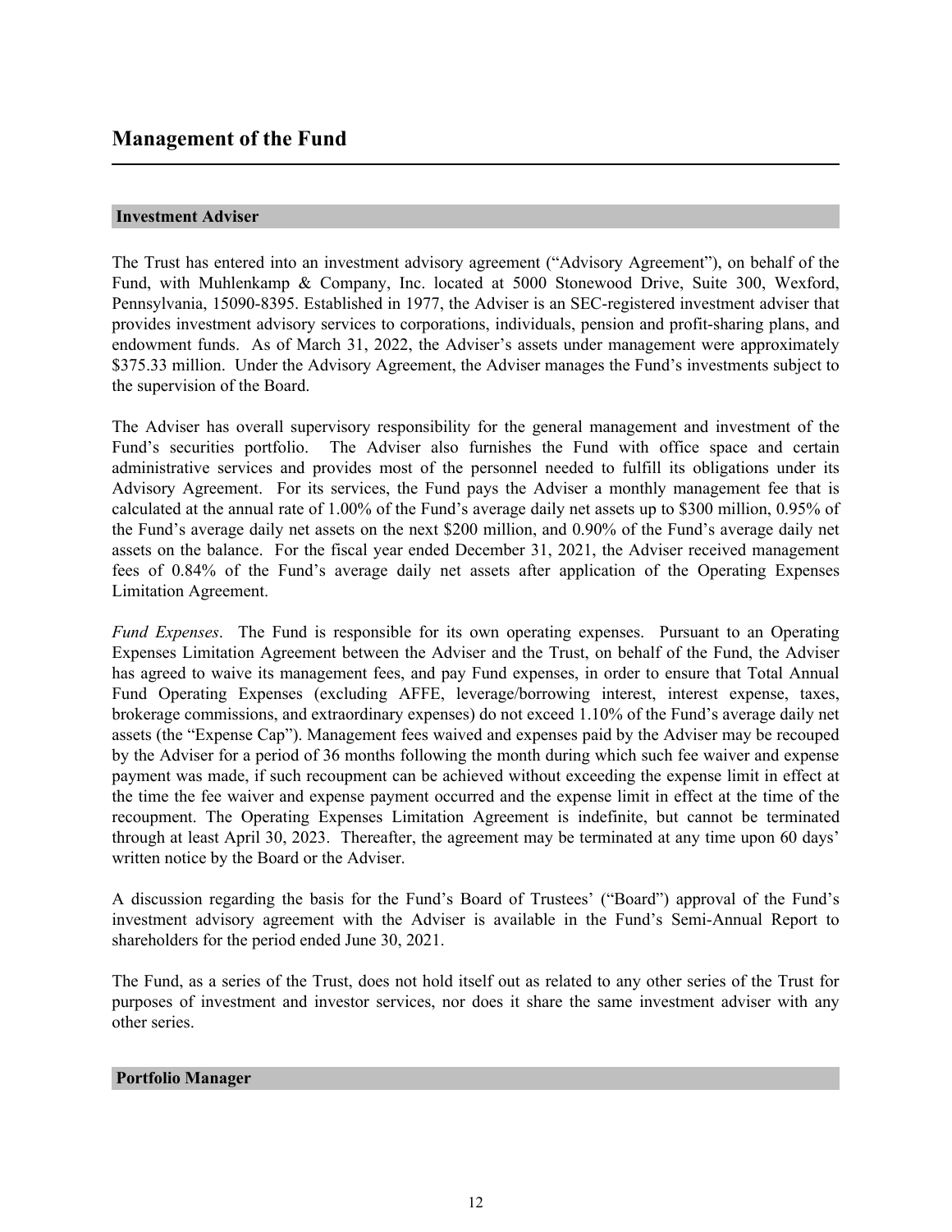# Management of the Fund

## Investment Adviser

The Trust has entered into an investment advisory agreement ("Advisory Agreement"), on behalf of the Fund, with Muhlenkamp & Company, Inc. located at 5000 Stonewood Drive, Suite 300, Wexford, Pennsylvania, 15090-8395. Established in 1977, the Adviser is an SEC-registered investment adviser that provides investment advisory services to corporations, individuals, pension and profit-sharing plans, and endowment funds. As of March 31, 2022, the Adviser's assets under management were approximately \$375.33 million. Under the Advisory Agreement, the Adviser manages the Fund's investments subject to the supervision of the Board.

The Adviser has overall supervisory responsibility for the general management and investment of the Fund's securities portfolio. The Adviser also furnishes the Fund with office space and certain administrative services and provides most of the personnel needed to fulfill its obligations under its Advisory Agreement. For its services, the Fund pays the Adviser a monthly management fee that is calculated at the annual rate of 1.00% of the Fund's average daily net assets up to \$300 million, 0.95% of the Fund's average daily net assets on the next \$200 million, and 0.90% of the Fund's average daily net assets on the balance. For the fiscal year ended December 31, 2021, the Adviser received management fees of 0.84% of the Fund's average daily net assets after application of the Operating Expenses Limitation Agreement.

*Fund Expenses*. The Fund is responsible for its own operating expenses. Pursuant to an Operating Expenses Limitation Agreement between the Adviser and the Trust, on behalf of the Fund, the Adviser has agreed to waive its management fees, and pay Fund expenses, in order to ensure that Total Annual Fund Operating Expenses (excluding AFFE, leverage/borrowing interest, interest expense, taxes, brokerage commissions, and extraordinary expenses) do not exceed 1.10% of the Fund's average daily net assets (the "Expense Cap"). Management fees waived and expenses paid by the Adviser may be recouped by the Adviser for a period of 36 months following the month during which such fee waiver and expense payment was made, if such recoupment can be achieved without exceeding the expense limit in effect at the time the fee waiver and expense payment occurred and the expense limit in effect at the time of the recoupment. The Operating Expenses Limitation Agreement is indefinite, but cannot be terminated through at least April 30, 2023. Thereafter, the agreement may be terminated at any time upon 60 days' written notice by the Board or the Adviser.

A discussion regarding the basis for the Fund's Board of Trustees' ("Board") approval of the Fund's investment advisory agreement with the Adviser is available in the Fund's Semi-Annual Report to shareholders for the period ended June 30, 2021.

The Fund, as a series of the Trust, does not hold itself out as related to any other series of the Trust for purposes of investment and investor services, nor does it share the same investment adviser with any other series.

## Portfolio Manager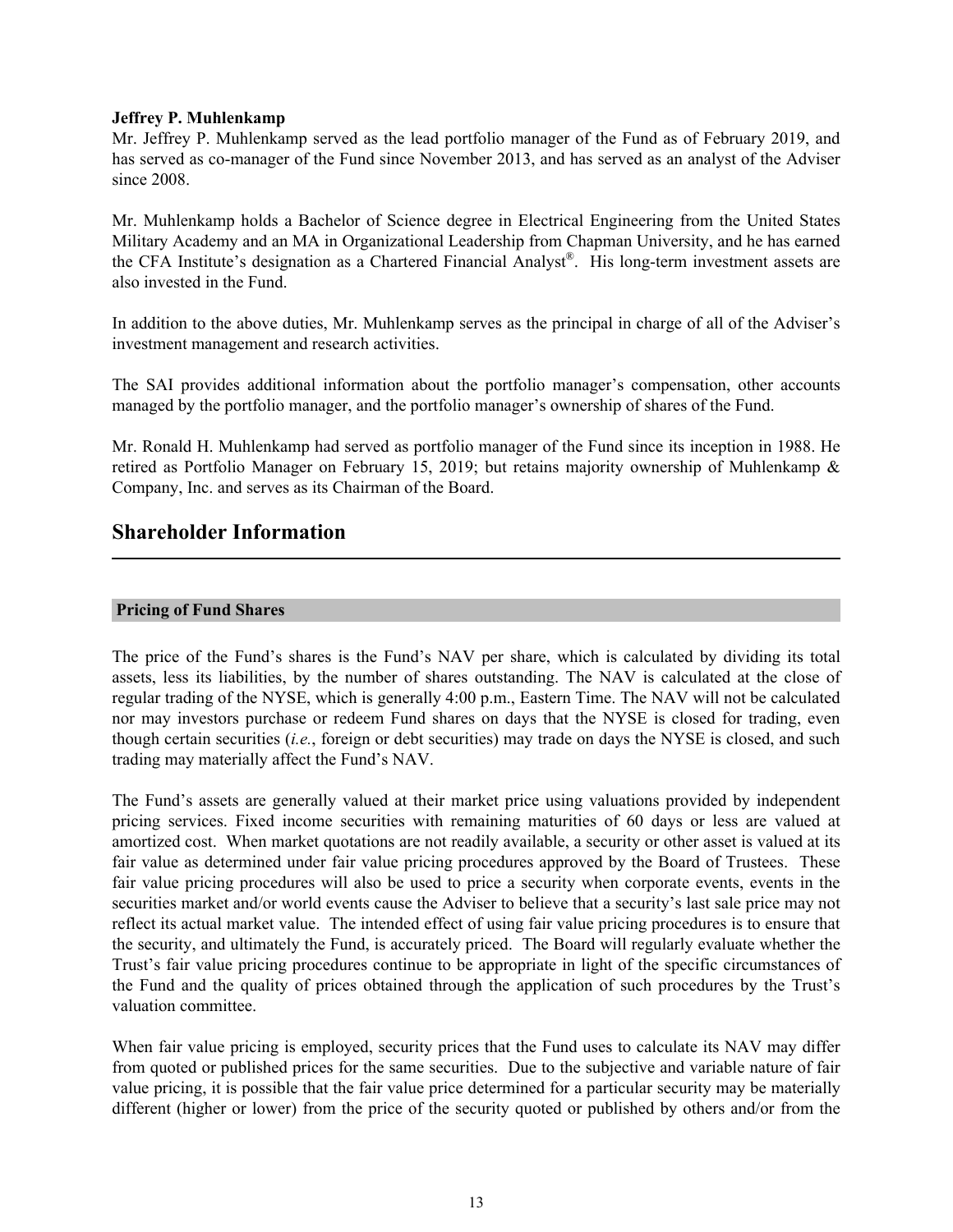**Jeffrey P. Muhlenkamp**

Mr. Jeffrey P. Muhlenkamp served as the lead portfolio manager of the Fund as of February 2019, and has served as co-manager of the Fund since November 2013, and has served as an analyst of the Adviser since 2008.

Mr. Muhlenkamp holds a Bachelor of Science degree in Electrical Engineering from the United States Military Academy and an MA in Organizational Leadership from Chapman University, and he has earned the CFA Institute's designation as a Chartered Financial Analyst®. His long-term investment assets are also invested in the Fund.

In addition to the above duties, Mr. Muhlenkamp serves as the principal in charge of all of the Adviser's investment management and research activities.

The SAI provides additional information about the portfolio manager's compensation, other accounts managed by the portfolio manager, and the portfolio manager's ownership of shares of the Fund.

Mr. Ronald H. Muhlenkamp had served as portfolio manager of the Fund since its inception in 1988. He retired as Portfolio Manager on February 15, 2019; but retains majority ownership of Muhlenkamp & Company, Inc. and serves as its Chairman of the Board.

## Shareholder Information

### Pricing of Fund Shares

The price of the Fund's shares is the Fund's NAV per share, which is calculated by dividing its total assets, less its liabilities, by the number of shares outstanding. The NAV is calculated at the close of regular trading of the NYSE, which is generally 4:00 p.m., Eastern Time. The NAV will not be calculated nor may investors purchase or redeem Fund shares on days that the NYSE is closed for trading, even though certain securities (*i.e.*, foreign or debt securities) may trade on days the NYSE is closed, and such trading may materially affect the Fund's NAV.

The Fund's assets are generally valued at their market price using valuations provided by independent pricing services. Fixed income securities with remaining maturities of 60 days or less are valued at amortized cost. When market quotations are not readily available, a security or other asset is valued at its fair value as determined under fair value pricing procedures approved by the Board of Trustees. These fair value pricing procedures will also be used to price a security when corporate events, events in the securities market and/or world events cause the Adviser to believe that a security's last sale price may not reflect its actual market value. The intended effect of using fair value pricing procedures is to ensure that the security, and ultimately the Fund, is accurately priced. The Board will regularly evaluate whether the Trust's fair value pricing procedures continue to be appropriate in light of the specific circumstances of the Fund and the quality of prices obtained through the application of such procedures by the Trust's valuation committee.

When fair value pricing is employed, security prices that the Fund uses to calculate its NAV may differ from quoted or published prices for the same securities. Due to the subjective and variable nature of fair value pricing, it is possible that the fair value price determined for a particular security may be materially different (higher or lower) from the price of the security quoted or published by others and/or from the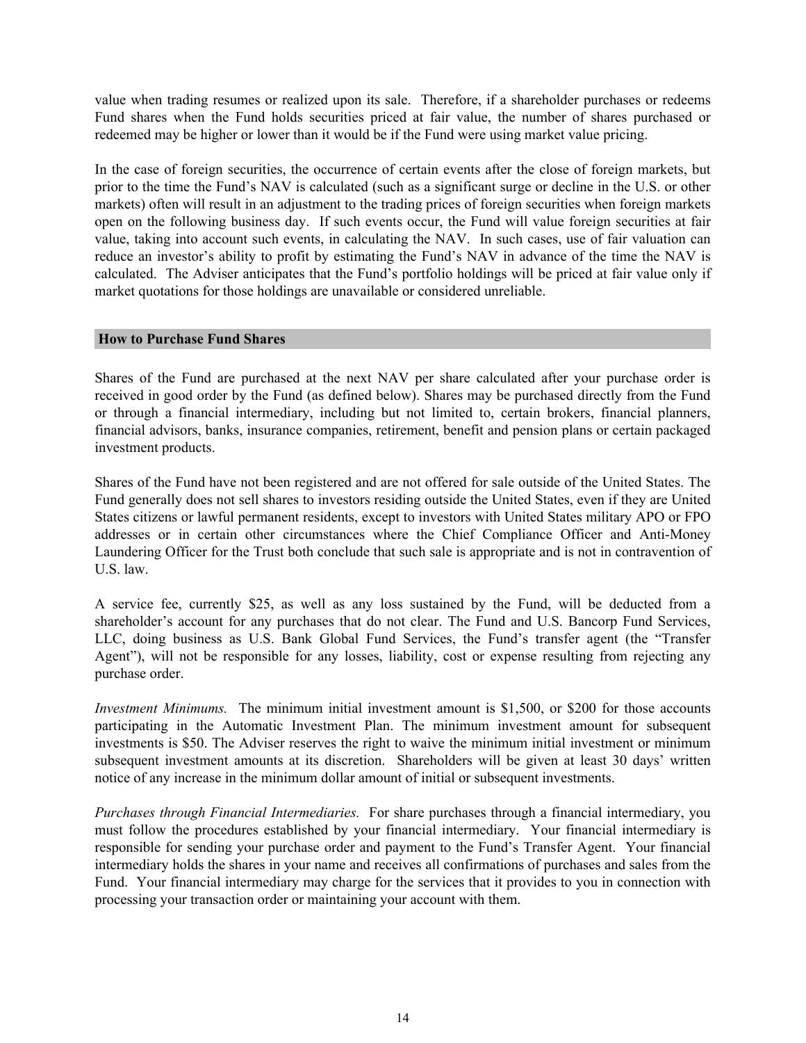value when trading resumes or realized upon its sale. Therefore, if a shareholder purchases or redeems Fund shares when the Fund holds securities priced at fair value, the number of shares purchased or redeemed may be higher or lower than it would be if the Fund were using market value pricing.

In the case of foreign securities, the occurrence of certain events after the close of foreign markets, but prior to the time the Fund's NAV is calculated (such as a significant surge or decline in the U.S. or other markets) often will result in an adjustment to the trading prices of foreign securities when foreign markets open on the following business day. If such events occur, the Fund will value foreign securities at fair value, taking into account such events, in calculating the NAV. In such cases, use of fair valuation can reduce an investor's ability to profit by estimating the Fund's NAV in advance of the time the NAV is calculated. The Adviser anticipates that the Fund's portfolio holdings will be priced at fair value only if market quotations for those holdings are unavailable or considered unreliable.

## How to Purchase Fund Shares

Shares of the Fund are purchased at the next NAV per share calculated after your purchase order is received in good order by the Fund (as defined below). Shares may be purchased directly from the Fund or through a financial intermediary, including but not limited to, certain brokers, financial planners, financial advisors, banks, insurance companies, retirement, benefit and pension plans or certain packaged investment products.

Shares of the Fund have not been registered and are not offered for sale outside of the United States. The Fund generally does not sell shares to investors residing outside the United States, even if they are United States citizens or lawful permanent residents, except to investors with United States military APO or FPO addresses or in certain other circumstances where the Chief Compliance Officer and Anti-Money Laundering Officer for the Trust both conclude that such sale is appropriate and is not in contravention of U.S. law.

A service fee, currently $25, as well as any loss sustained by the Fund, will be deducted from a shareholder's account for any purchases that do not clear. The Fund and U.S. Bancorp Fund Services, LLC, doing business as U.S. Bank Global Fund Services, the Fund's transfer agent (the "Transfer Agent"), will not be responsible for any losses, liability, cost or expense resulting from rejecting any purchase order.

*Investment Minimums.* The minimum initial investment amount is $1,500, or $200 for those accounts participating in the Automatic Investment Plan. The minimum investment amount for subsequent investments is $50. The Adviser reserves the right to waive the minimum initial investment or minimum subsequent investment amounts at its discretion. Shareholders will be given at least 30 days' written notice of any increase in the minimum dollar amount of initial or subsequent investments.

*Purchases through Financial Intermediaries.* For share purchases through a financial intermediary, you must follow the procedures established by your financial intermediary. Your financial intermediary is responsible for sending your purchase order and payment to the Fund's Transfer Agent. Your financial intermediary holds the shares in your name and receives all confirmations of purchases and sales from the Fund. Your financial intermediary may charge for the services that it provides to you in connection with processing your transaction order or maintaining your account with them.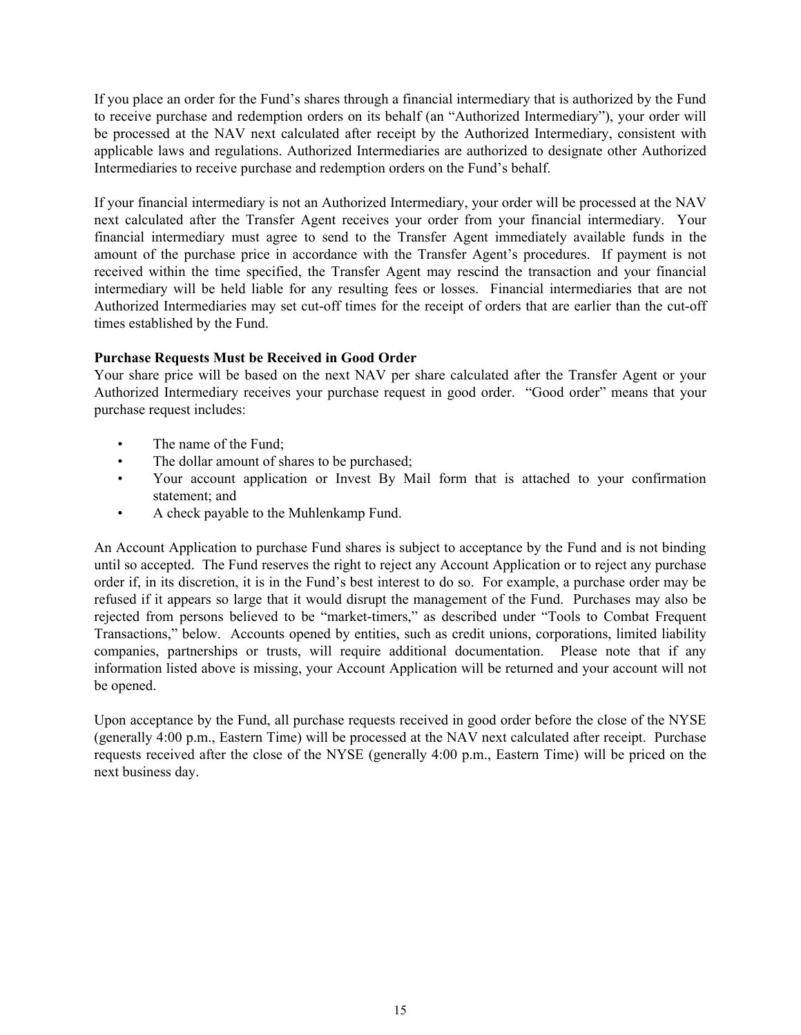If you place an order for the Fund's shares through a financial intermediary that is authorized by the Fund to receive purchase and redemption orders on its behalf (an "Authorized Intermediary"), your order will be processed at the NAV next calculated after receipt by the Authorized Intermediary, consistent with applicable laws and regulations. Authorized Intermediaries are authorized to designate other Authorized Intermediaries to receive purchase and redemption orders on the Fund's behalf.

If your financial intermediary is not an Authorized Intermediary, your order will be processed at the NAV next calculated after the Transfer Agent receives your order from your financial intermediary. Your financial intermediary must agree to send to the Transfer Agent immediately available funds in the amount of the purchase price in accordance with the Transfer Agent's procedures. If payment is not received within the time specified, the Transfer Agent may rescind the transaction and your financial intermediary will be held liable for any resulting fees or losses. Financial intermediaries that are not Authorized Intermediaries may set cut-off times for the receipt of orders that are earlier than the cut-off times established by the Fund.

**Purchase Requests Must be Received in Good Order**

Your share price will be based on the next NAV per share calculated after the Transfer Agent or your Authorized Intermediary receives your purchase request in good order. "Good order" means that your purchase request includes:

- The name of the Fund;
- The dollar amount of shares to be purchased;
- Your account application or Invest By Mail form that is attached to your confirmation statement; and
- A check payable to the Muhlenkamp Fund.

An Account Application to purchase Fund shares is subject to acceptance by the Fund and is not binding until so accepted. The Fund reserves the right to reject any Account Application or to reject any purchase order if, in its discretion, it is in the Fund's best interest to do so. For example, a purchase order may be refused if it appears so large that it would disrupt the management of the Fund. Purchases may also be rejected from persons believed to be "market-timers," as described under "Tools to Combat Frequent Transactions," below. Accounts opened by entities, such as credit unions, corporations, limited liability companies, partnerships or trusts, will require additional documentation. Please note that if any information listed above is missing, your Account Application will be returned and your account will not be opened.

Upon acceptance by the Fund, all purchase requests received in good order before the close of the NYSE (generally 4:00 p.m., Eastern Time) will be processed at the NAV next calculated after receipt. Purchase requests received after the close of the NYSE (generally 4:00 p.m., Eastern Time) will be priced on the next business day.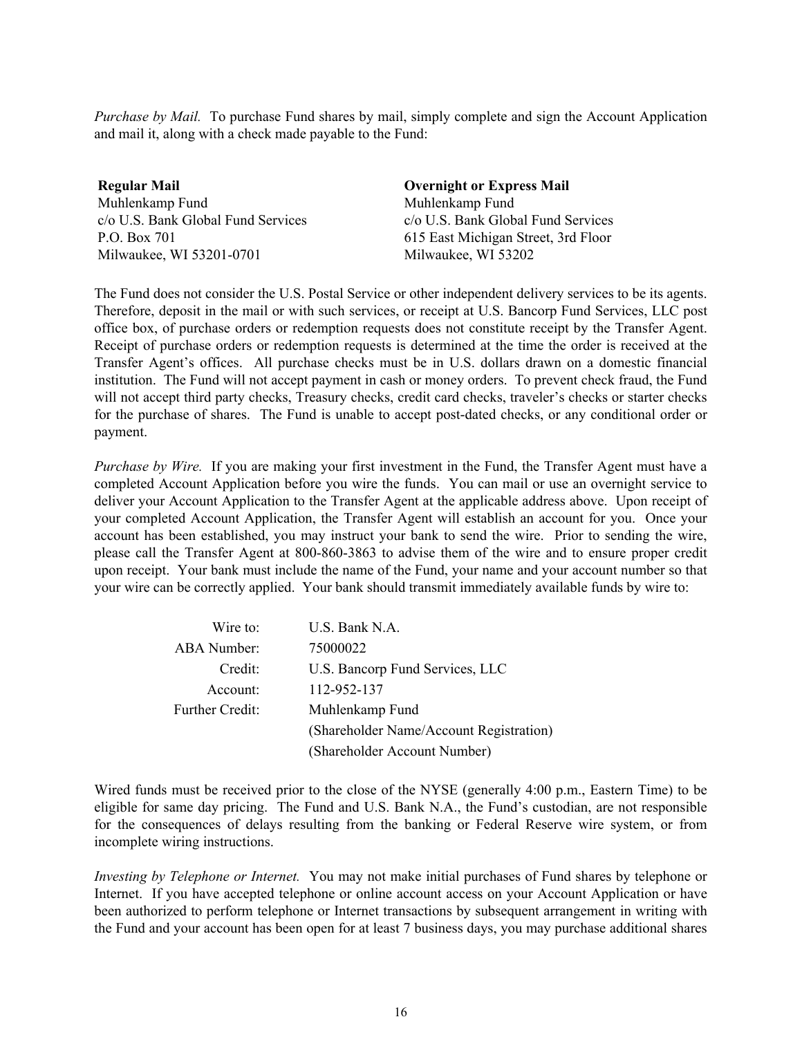*Purchase by Mail.* To purchase Fund shares by mail, simply complete and sign the Account Application and mail it, along with a check made payable to the Fund:

| **Regular Mail** | **Overnight or Express Mail** |
|---|---|
| Muhlenkamp Fund | Muhlenkamp Fund |
| c/o U.S. Bank Global Fund Services | c/o U.S. Bank Global Fund Services |
| P.O. Box 701 | 615 East Michigan Street, 3rd Floor |
| Milwaukee, WI 53201-0701 | Milwaukee, WI 53202 |

The Fund does not consider the U.S. Postal Service or other independent delivery services to be its agents. Therefore, deposit in the mail or with such services, or receipt at U.S. Bancorp Fund Services, LLC post office box, of purchase orders or redemption requests does not constitute receipt by the Transfer Agent. Receipt of purchase orders or redemption requests is determined at the time the order is received at the Transfer Agent's offices. All purchase checks must be in U.S. dollars drawn on a domestic financial institution. The Fund will not accept payment in cash or money orders. To prevent check fraud, the Fund will not accept third party checks, Treasury checks, credit card checks, traveler's checks or starter checks for the purchase of shares. The Fund is unable to accept post-dated checks, or any conditional order or payment.

*Purchase by Wire.* If you are making your first investment in the Fund, the Transfer Agent must have a completed Account Application before you wire the funds. You can mail or use an overnight service to deliver your Account Application to the Transfer Agent at the applicable address above. Upon receipt of your completed Account Application, the Transfer Agent will establish an account for you. Once your account has been established, you may instruct your bank to send the wire. Prior to sending the wire, please call the Transfer Agent at 800-860-3863 to advise them of the wire and to ensure proper credit upon receipt. Your bank must include the name of the Fund, your name and your account number so that your wire can be correctly applied. Your bank should transmit immediately available funds by wire to:

| | |
|---|---|
| Wire to: | U.S. Bank N.A. |
| ABA Number: | 75000022 |
| Credit: | U.S. Bancorp Fund Services, LLC |
| Account: | 112-952-137 |
| Further Credit: | Muhlenkamp Fund |
| | (Shareholder Name/Account Registration) |
| | (Shareholder Account Number) |

Wired funds must be received prior to the close of the NYSE (generally 4:00 p.m., Eastern Time) to be eligible for same day pricing. The Fund and U.S. Bank N.A., the Fund's custodian, are not responsible for the consequences of delays resulting from the banking or Federal Reserve wire system, or from incomplete wiring instructions.

*Investing by Telephone or Internet.* You may not make initial purchases of Fund shares by telephone or Internet. If you have accepted telephone or online account access on your Account Application or have been authorized to perform telephone or Internet transactions by subsequent arrangement in writing with the Fund and your account has been open for at least 7 business days, you may purchase additional shares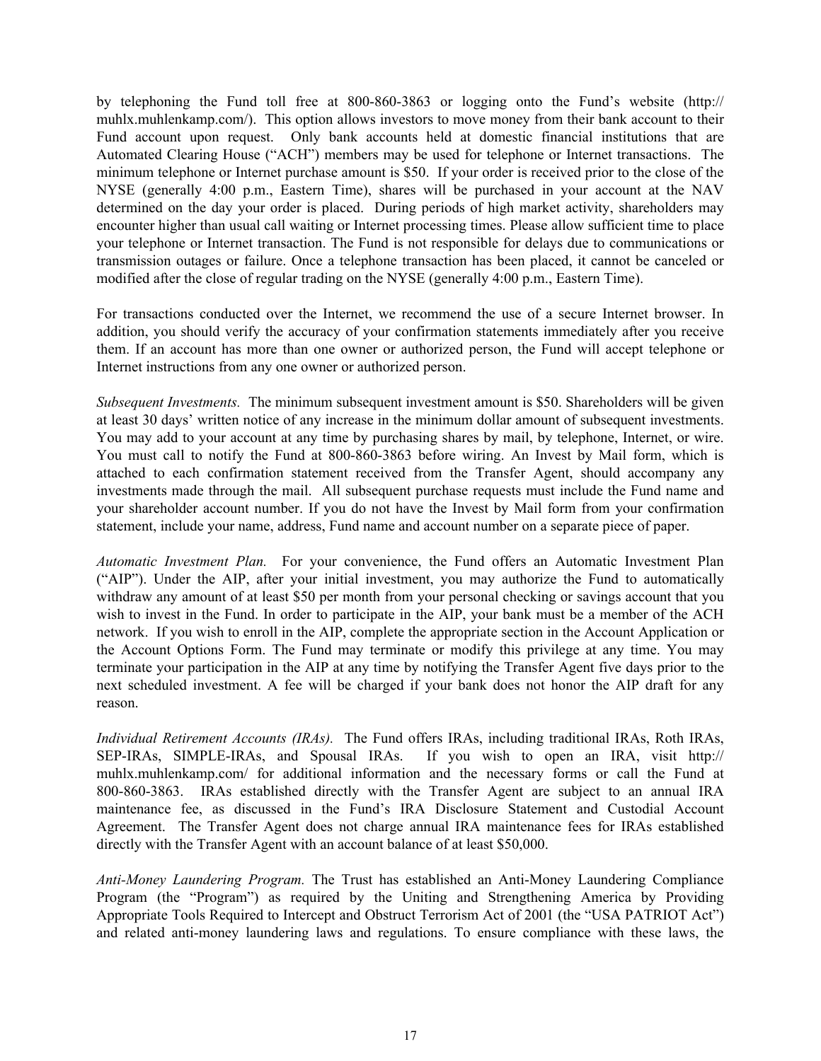by telephoning the Fund toll free at 800-860-3863 or logging onto the Fund's website (http://muhlx.muhlenkamp.com/). This option allows investors to move money from their bank account to their Fund account upon request. Only bank accounts held at domestic financial institutions that are Automated Clearing House ("ACH") members may be used for telephone or Internet transactions. The minimum telephone or Internet purchase amount is $50. If your order is received prior to the close of the NYSE (generally 4:00 p.m., Eastern Time), shares will be purchased in your account at the NAV determined on the day your order is placed. During periods of high market activity, shareholders may encounter higher than usual call waiting or Internet processing times. Please allow sufficient time to place your telephone or Internet transaction. The Fund is not responsible for delays due to communications or transmission outages or failure. Once a telephone transaction has been placed, it cannot be canceled or modified after the close of regular trading on the NYSE (generally 4:00 p.m., Eastern Time).

For transactions conducted over the Internet, we recommend the use of a secure Internet browser. In addition, you should verify the accuracy of your confirmation statements immediately after you receive them. If an account has more than one owner or authorized person, the Fund will accept telephone or Internet instructions from any one owner or authorized person.

*Subsequent Investments.* The minimum subsequent investment amount is $50. Shareholders will be given at least 30 days' written notice of any increase in the minimum dollar amount of subsequent investments. You may add to your account at any time by purchasing shares by mail, by telephone, Internet, or wire. You must call to notify the Fund at 800-860-3863 before wiring. An Invest by Mail form, which is attached to each confirmation statement received from the Transfer Agent, should accompany any investments made through the mail. All subsequent purchase requests must include the Fund name and your shareholder account number. If you do not have the Invest by Mail form from your confirmation statement, include your name, address, Fund name and account number on a separate piece of paper.

*Automatic Investment Plan.* For your convenience, the Fund offers an Automatic Investment Plan ("AIP"). Under the AIP, after your initial investment, you may authorize the Fund to automatically withdraw any amount of at least $50 per month from your personal checking or savings account that you wish to invest in the Fund. In order to participate in the AIP, your bank must be a member of the ACH network. If you wish to enroll in the AIP, complete the appropriate section in the Account Application or the Account Options Form. The Fund may terminate or modify this privilege at any time. You may terminate your participation in the AIP at any time by notifying the Transfer Agent five days prior to the next scheduled investment. A fee will be charged if your bank does not honor the AIP draft for any reason.

*Individual Retirement Accounts (IRAs).* The Fund offers IRAs, including traditional IRAs, Roth IRAs, SEP-IRAs, SIMPLE-IRAs, and Spousal IRAs. If you wish to open an IRA, visit http://muhlx.muhlenkamp.com/ for additional information and the necessary forms or call the Fund at 800-860-3863. IRAs established directly with the Transfer Agent are subject to an annual IRA maintenance fee, as discussed in the Fund's IRA Disclosure Statement and Custodial Account Agreement. The Transfer Agent does not charge annual IRA maintenance fees for IRAs established directly with the Transfer Agent with an account balance of at least $50,000.

*Anti-Money Laundering Program.* The Trust has established an Anti-Money Laundering Compliance Program (the "Program") as required by the Uniting and Strengthening America by Providing Appropriate Tools Required to Intercept and Obstruct Terrorism Act of 2001 (the "USA PATRIOT Act") and related anti-money laundering laws and regulations. To ensure compliance with these laws, the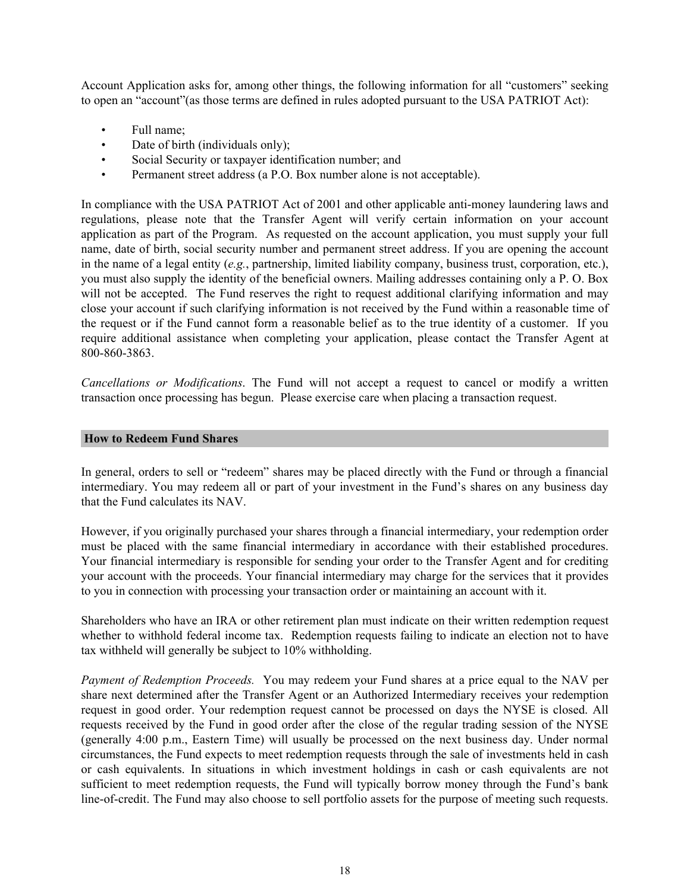Account Application asks for, among other things, the following information for all "customers" seeking to open an "account"(as those terms are defined in rules adopted pursuant to the USA PATRIOT Act):

- Full name;
- Date of birth (individuals only);
- Social Security or taxpayer identification number; and
- Permanent street address (a P.O. Box number alone is not acceptable).

In compliance with the USA PATRIOT Act of 2001 and other applicable anti-money laundering laws and regulations, please note that the Transfer Agent will verify certain information on your account application as part of the Program. As requested on the account application, you must supply your full name, date of birth, social security number and permanent street address. If you are opening the account in the name of a legal entity (*e.g.*, partnership, limited liability company, business trust, corporation, etc.), you must also supply the identity of the beneficial owners. Mailing addresses containing only a P. O. Box will not be accepted. The Fund reserves the right to request additional clarifying information and may close your account if such clarifying information is not received by the Fund within a reasonable time of the request or if the Fund cannot form a reasonable belief as to the true identity of a customer. If you require additional assistance when completing your application, please contact the Transfer Agent at 800-860-3863.

*Cancellations or Modifications*. The Fund will not accept a request to cancel or modify a written transaction once processing has begun. Please exercise care when placing a transaction request.

## How to Redeem Fund Shares

In general, orders to sell or "redeem" shares may be placed directly with the Fund or through a financial intermediary. You may redeem all or part of your investment in the Fund's shares on any business day that the Fund calculates its NAV.

However, if you originally purchased your shares through a financial intermediary, your redemption order must be placed with the same financial intermediary in accordance with their established procedures. Your financial intermediary is responsible for sending your order to the Transfer Agent and for crediting your account with the proceeds. Your financial intermediary may charge for the services that it provides to you in connection with processing your transaction order or maintaining an account with it.

Shareholders who have an IRA or other retirement plan must indicate on their written redemption request whether to withhold federal income tax. Redemption requests failing to indicate an election not to have tax withheld will generally be subject to 10% withholding.

*Payment of Redemption Proceeds.* You may redeem your Fund shares at a price equal to the NAV per share next determined after the Transfer Agent or an Authorized Intermediary receives your redemption request in good order. Your redemption request cannot be processed on days the NYSE is closed. All requests received by the Fund in good order after the close of the regular trading session of the NYSE (generally 4:00 p.m., Eastern Time) will usually be processed on the next business day. Under normal circumstances, the Fund expects to meet redemption requests through the sale of investments held in cash or cash equivalents. In situations in which investment holdings in cash or cash equivalents are not sufficient to meet redemption requests, the Fund will typically borrow money through the Fund's bank line-of-credit. The Fund may also choose to sell portfolio assets for the purpose of meeting such requests.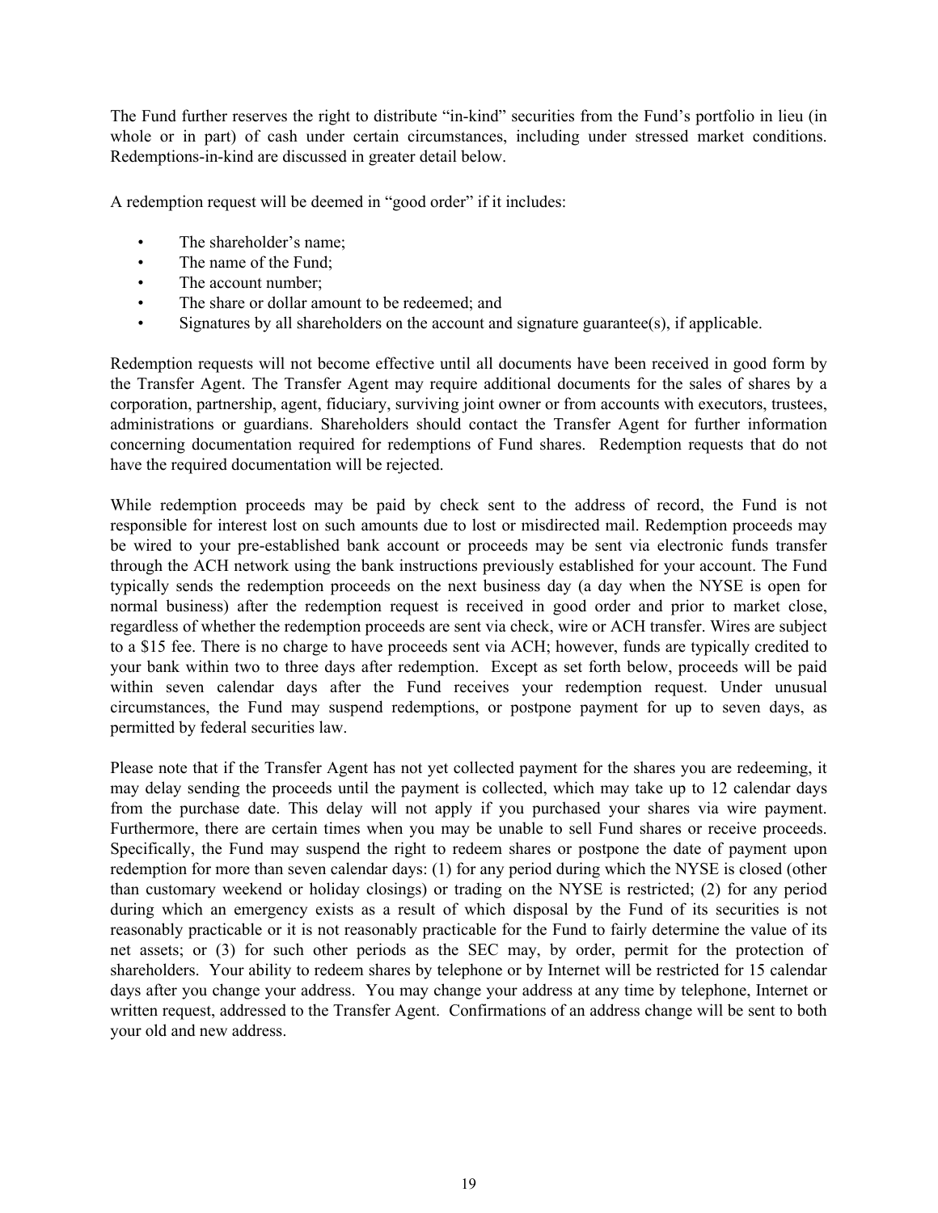The Fund further reserves the right to distribute "in-kind" securities from the Fund's portfolio in lieu (in whole or in part) of cash under certain circumstances, including under stressed market conditions. Redemptions-in-kind are discussed in greater detail below.

A redemption request will be deemed in "good order" if it includes:

- The shareholder's name;
- The name of the Fund;
- The account number;
- The share or dollar amount to be redeemed; and
- Signatures by all shareholders on the account and signature guarantee(s), if applicable.

Redemption requests will not become effective until all documents have been received in good form by the Transfer Agent. The Transfer Agent may require additional documents for the sales of shares by a corporation, partnership, agent, fiduciary, surviving joint owner or from accounts with executors, trustees, administrations or guardians. Shareholders should contact the Transfer Agent for further information concerning documentation required for redemptions of Fund shares. Redemption requests that do not have the required documentation will be rejected.

While redemption proceeds may be paid by check sent to the address of record, the Fund is not responsible for interest lost on such amounts due to lost or misdirected mail. Redemption proceeds may be wired to your pre-established bank account or proceeds may be sent via electronic funds transfer through the ACH network using the bank instructions previously established for your account. The Fund typically sends the redemption proceeds on the next business day (a day when the NYSE is open for normal business) after the redemption request is received in good order and prior to market close, regardless of whether the redemption proceeds are sent via check, wire or ACH transfer. Wires are subject to a $15 fee. There is no charge to have proceeds sent via ACH; however, funds are typically credited to your bank within two to three days after redemption. Except as set forth below, proceeds will be paid within seven calendar days after the Fund receives your redemption request. Under unusual circumstances, the Fund may suspend redemptions, or postpone payment for up to seven days, as permitted by federal securities law.

Please note that if the Transfer Agent has not yet collected payment for the shares you are redeeming, it may delay sending the proceeds until the payment is collected, which may take up to 12 calendar days from the purchase date. This delay will not apply if you purchased your shares via wire payment. Furthermore, there are certain times when you may be unable to sell Fund shares or receive proceeds. Specifically, the Fund may suspend the right to redeem shares or postpone the date of payment upon redemption for more than seven calendar days: (1) for any period during which the NYSE is closed (other than customary weekend or holiday closings) or trading on the NYSE is restricted; (2) for any period during which an emergency exists as a result of which disposal by the Fund of its securities is not reasonably practicable or it is not reasonably practicable for the Fund to fairly determine the value of its net assets; or (3) for such other periods as the SEC may, by order, permit for the protection of shareholders. Your ability to redeem shares by telephone or by Internet will be restricted for 15 calendar days after you change your address. You may change your address at any time by telephone, Internet or written request, addressed to the Transfer Agent. Confirmations of an address change will be sent to both your old and new address.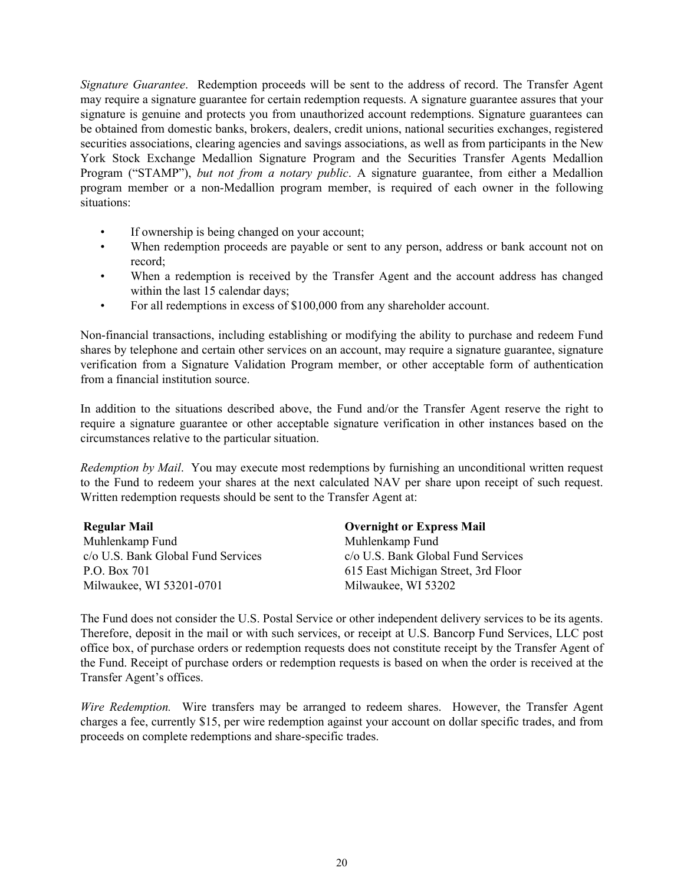*Signature Guarantee*. Redemption proceeds will be sent to the address of record. The Transfer Agent may require a signature guarantee for certain redemption requests. A signature guarantee assures that your signature is genuine and protects you from unauthorized account redemptions. Signature guarantees can be obtained from domestic banks, brokers, dealers, credit unions, national securities exchanges, registered securities associations, clearing agencies and savings associations, as well as from participants in the New York Stock Exchange Medallion Signature Program and the Securities Transfer Agents Medallion Program ("STAMP"), *but not from a notary public*. A signature guarantee, from either a Medallion program member or a non-Medallion program member, is required of each owner in the following situations:

- If ownership is being changed on your account;
- When redemption proceeds are payable or sent to any person, address or bank account not on record;
- When a redemption is received by the Transfer Agent and the account address has changed within the last 15 calendar days;
- For all redemptions in excess of $100,000 from any shareholder account.

Non-financial transactions, including establishing or modifying the ability to purchase and redeem Fund shares by telephone and certain other services on an account, may require a signature guarantee, signature verification from a Signature Validation Program member, or other acceptable form of authentication from a financial institution source.

In addition to the situations described above, the Fund and/or the Transfer Agent reserve the right to require a signature guarantee or other acceptable signature verification in other instances based on the circumstances relative to the particular situation.

*Redemption by Mail*. You may execute most redemptions by furnishing an unconditional written request to the Fund to redeem your shares at the next calculated NAV per share upon receipt of such request. Written redemption requests should be sent to the Transfer Agent at:

| **Regular Mail** | **Overnight or Express Mail** |
|---|---|
| Muhlenkamp Fund | Muhlenkamp Fund |
| c/o U.S. Bank Global Fund Services | c/o U.S. Bank Global Fund Services |
| P.O. Box 701 | 615 East Michigan Street, 3rd Floor |
| Milwaukee, WI 53201-0701 | Milwaukee, WI 53202 |

The Fund does not consider the U.S. Postal Service or other independent delivery services to be its agents. Therefore, deposit in the mail or with such services, or receipt at U.S. Bancorp Fund Services, LLC post office box, of purchase orders or redemption requests does not constitute receipt by the Transfer Agent of the Fund. Receipt of purchase orders or redemption requests is based on when the order is received at the Transfer Agent's offices.

*Wire Redemption.* Wire transfers may be arranged to redeem shares. However, the Transfer Agent charges a fee, currently $15, per wire redemption against your account on dollar specific trades, and from proceeds on complete redemptions and share-specific trades.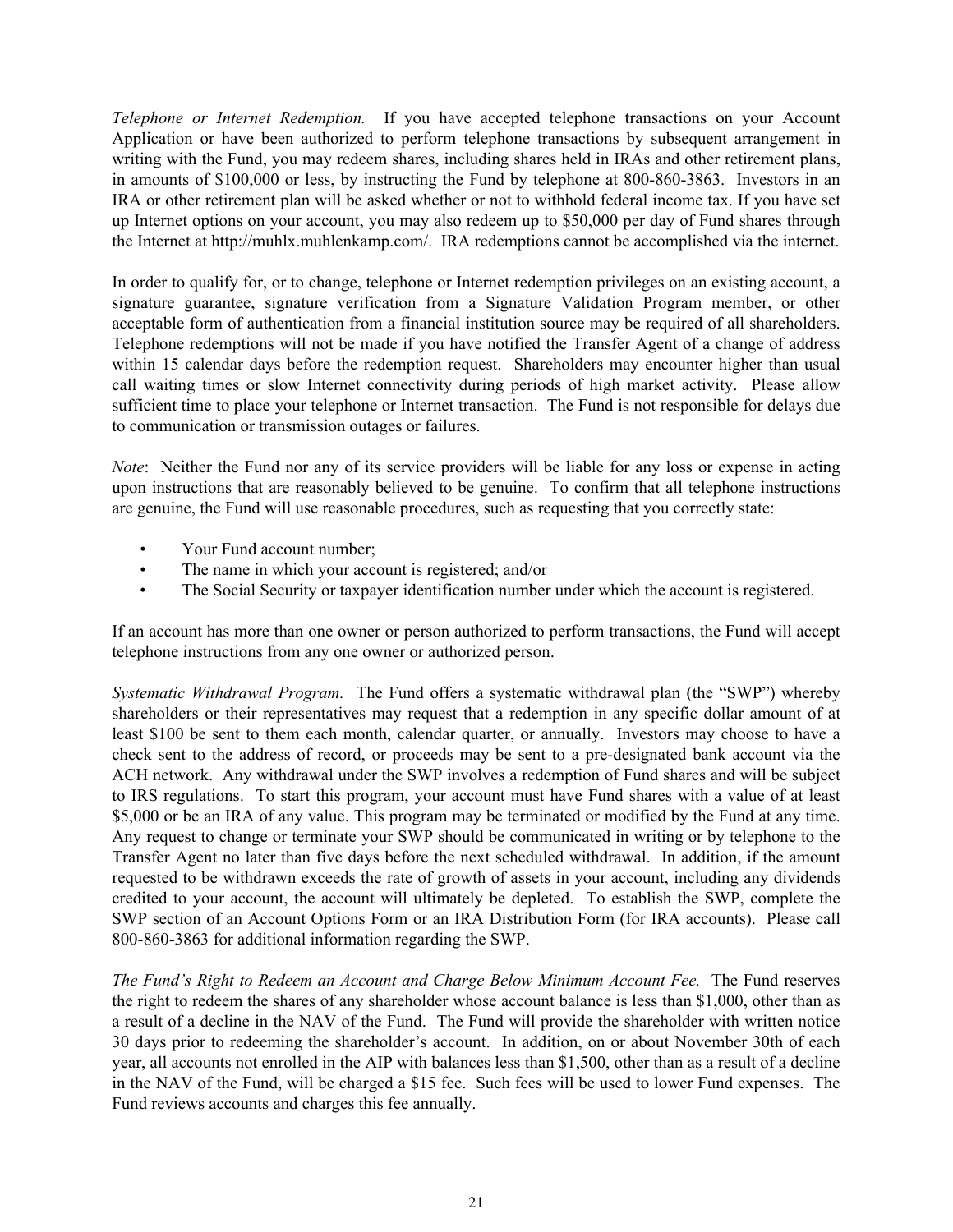*Telephone or Internet Redemption.* If you have accepted telephone transactions on your Account Application or have been authorized to perform telephone transactions by subsequent arrangement in writing with the Fund, you may redeem shares, including shares held in IRAs and other retirement plans, in amounts of $100,000 or less, by instructing the Fund by telephone at 800-860-3863. Investors in an IRA or other retirement plan will be asked whether or not to withhold federal income tax. If you have set up Internet options on your account, you may also redeem up to $50,000 per day of Fund shares through the Internet at http://muhlx.muhlenkamp.com/. IRA redemptions cannot be accomplished via the internet.

In order to qualify for, or to change, telephone or Internet redemption privileges on an existing account, a signature guarantee, signature verification from a Signature Validation Program member, or other acceptable form of authentication from a financial institution source may be required of all shareholders. Telephone redemptions will not be made if you have notified the Transfer Agent of a change of address within 15 calendar days before the redemption request. Shareholders may encounter higher than usual call waiting times or slow Internet connectivity during periods of high market activity. Please allow sufficient time to place your telephone or Internet transaction. The Fund is not responsible for delays due to communication or transmission outages or failures.

*Note*: Neither the Fund nor any of its service providers will be liable for any loss or expense in acting upon instructions that are reasonably believed to be genuine. To confirm that all telephone instructions are genuine, the Fund will use reasonable procedures, such as requesting that you correctly state:

- Your Fund account number;
- The name in which your account is registered; and/or
- The Social Security or taxpayer identification number under which the account is registered.

If an account has more than one owner or person authorized to perform transactions, the Fund will accept telephone instructions from any one owner or authorized person.

*Systematic Withdrawal Program.* The Fund offers a systematic withdrawal plan (the "SWP") whereby shareholders or their representatives may request that a redemption in any specific dollar amount of at least $100 be sent to them each month, calendar quarter, or annually. Investors may choose to have a check sent to the address of record, or proceeds may be sent to a pre-designated bank account via the ACH network. Any withdrawal under the SWP involves a redemption of Fund shares and will be subject to IRS regulations. To start this program, your account must have Fund shares with a value of at least $5,000 or be an IRA of any value. This program may be terminated or modified by the Fund at any time. Any request to change or terminate your SWP should be communicated in writing or by telephone to the Transfer Agent no later than five days before the next scheduled withdrawal. In addition, if the amount requested to be withdrawn exceeds the rate of growth of assets in your account, including any dividends credited to your account, the account will ultimately be depleted. To establish the SWP, complete the SWP section of an Account Options Form or an IRA Distribution Form (for IRA accounts). Please call 800-860-3863 for additional information regarding the SWP.

*The Fund's Right to Redeem an Account and Charge Below Minimum Account Fee.* The Fund reserves the right to redeem the shares of any shareholder whose account balance is less than $1,000, other than as a result of a decline in the NAV of the Fund. The Fund will provide the shareholder with written notice 30 days prior to redeeming the shareholder's account. In addition, on or about November 30th of each year, all accounts not enrolled in the AIP with balances less than $1,500, other than as a result of a decline in the NAV of the Fund, will be charged a $15 fee. Such fees will be used to lower Fund expenses. The Fund reviews accounts and charges this fee annually.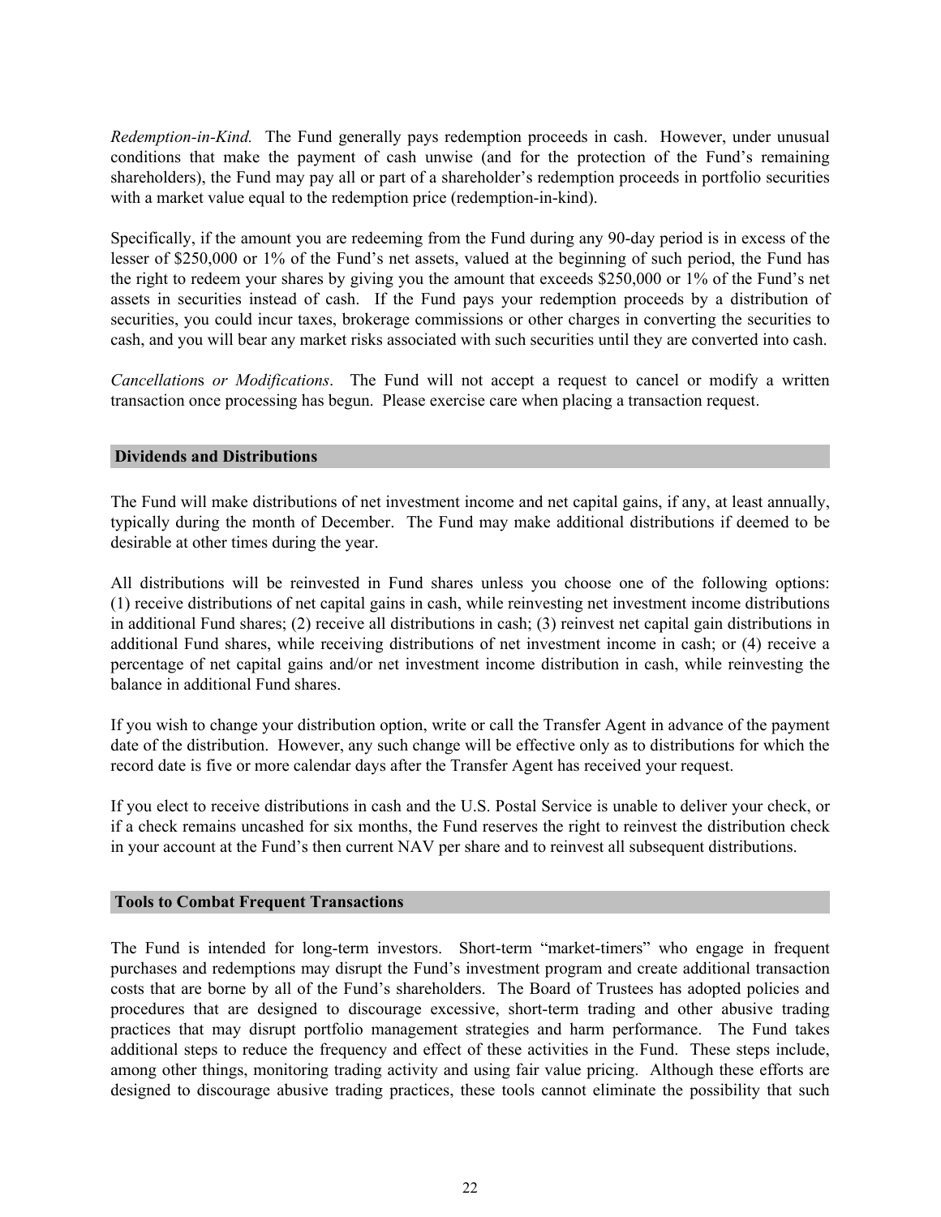*Redemption-in-Kind.* The Fund generally pays redemption proceeds in cash. However, under unusual conditions that make the payment of cash unwise (and for the protection of the Fund's remaining shareholders), the Fund may pay all or part of a shareholder's redemption proceeds in portfolio securities with a market value equal to the redemption price (redemption-in-kind).

Specifically, if the amount you are redeeming from the Fund during any 90-day period is in excess of the lesser of $250,000 or 1% of the Fund's net assets, valued at the beginning of such period, the Fund has the right to redeem your shares by giving you the amount that exceeds $250,000 or 1% of the Fund's net assets in securities instead of cash. If the Fund pays your redemption proceeds by a distribution of securities, you could incur taxes, brokerage commissions or other charges in converting the securities to cash, and you will bear any market risks associated with such securities until they are converted into cash.

*Cancellation*s *or Modifications*. The Fund will not accept a request to cancel or modify a written transaction once processing has begun. Please exercise care when placing a transaction request.

## Dividends and Distributions

The Fund will make distributions of net investment income and net capital gains, if any, at least annually, typically during the month of December. The Fund may make additional distributions if deemed to be desirable at other times during the year.

All distributions will be reinvested in Fund shares unless you choose one of the following options: (1) receive distributions of net capital gains in cash, while reinvesting net investment income distributions in additional Fund shares; (2) receive all distributions in cash; (3) reinvest net capital gain distributions in additional Fund shares, while receiving distributions of net investment income in cash; or (4) receive a percentage of net capital gains and/or net investment income distribution in cash, while reinvesting the balance in additional Fund shares.

If you wish to change your distribution option, write or call the Transfer Agent in advance of the payment date of the distribution. However, any such change will be effective only as to distributions for which the record date is five or more calendar days after the Transfer Agent has received your request.

If you elect to receive distributions in cash and the U.S. Postal Service is unable to deliver your check, or if a check remains uncashed for six months, the Fund reserves the right to reinvest the distribution check in your account at the Fund's then current NAV per share and to reinvest all subsequent distributions.

## Tools to Combat Frequent Transactions

The Fund is intended for long-term investors. Short-term "market-timers" who engage in frequent purchases and redemptions may disrupt the Fund's investment program and create additional transaction costs that are borne by all of the Fund's shareholders. The Board of Trustees has adopted policies and procedures that are designed to discourage excessive, short-term trading and other abusive trading practices that may disrupt portfolio management strategies and harm performance. The Fund takes additional steps to reduce the frequency and effect of these activities in the Fund. These steps include, among other things, monitoring trading activity and using fair value pricing. Although these efforts are designed to discourage abusive trading practices, these tools cannot eliminate the possibility that such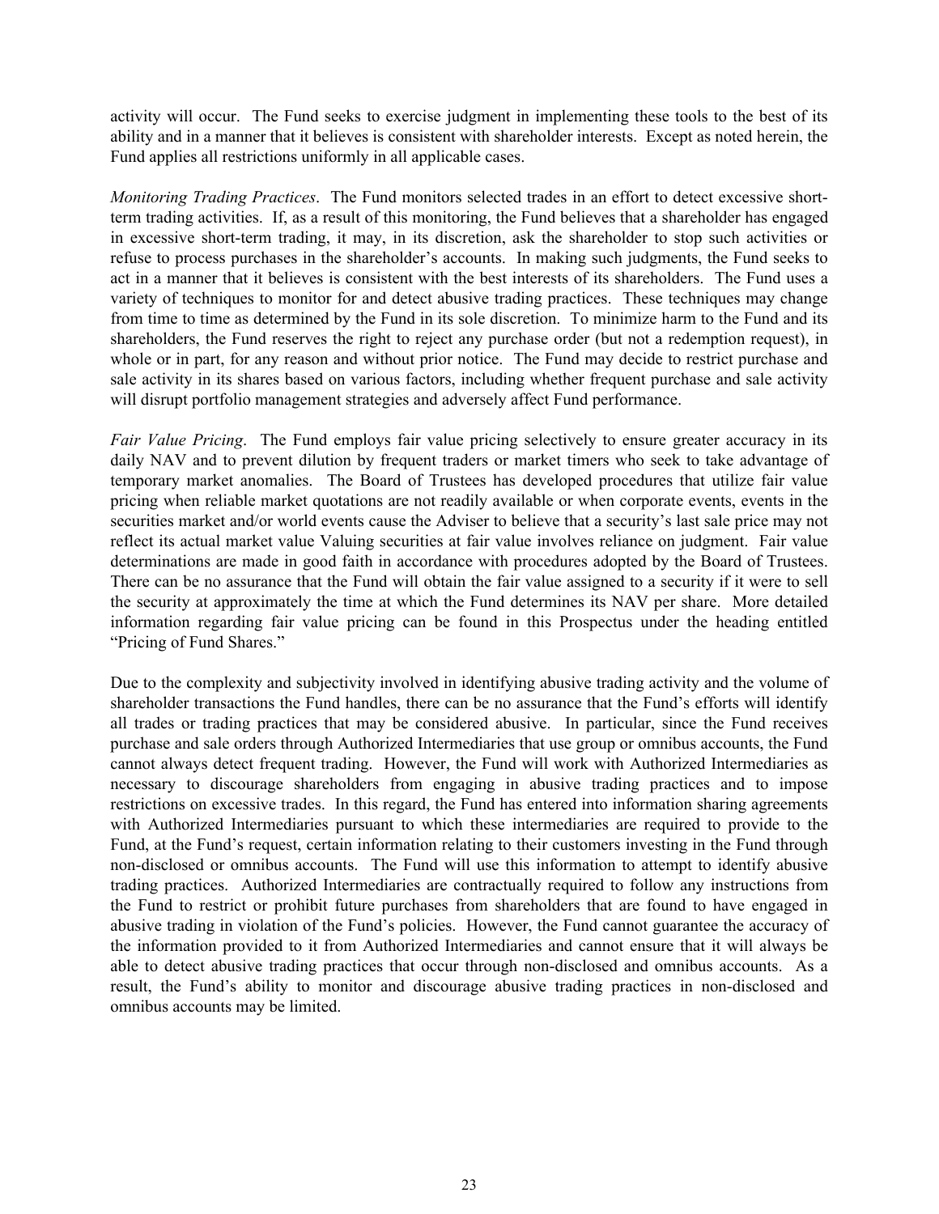activity will occur. The Fund seeks to exercise judgment in implementing these tools to the best of its ability and in a manner that it believes is consistent with shareholder interests. Except as noted herein, the Fund applies all restrictions uniformly in all applicable cases.

*Monitoring Trading Practices*. The Fund monitors selected trades in an effort to detect excessive short-term trading activities. If, as a result of this monitoring, the Fund believes that a shareholder has engaged in excessive short-term trading, it may, in its discretion, ask the shareholder to stop such activities or refuse to process purchases in the shareholder's accounts. In making such judgments, the Fund seeks to act in a manner that it believes is consistent with the best interests of its shareholders. The Fund uses a variety of techniques to monitor for and detect abusive trading practices. These techniques may change from time to time as determined by the Fund in its sole discretion. To minimize harm to the Fund and its shareholders, the Fund reserves the right to reject any purchase order (but not a redemption request), in whole or in part, for any reason and without prior notice. The Fund may decide to restrict purchase and sale activity in its shares based on various factors, including whether frequent purchase and sale activity will disrupt portfolio management strategies and adversely affect Fund performance.

*Fair Value Pricing*. The Fund employs fair value pricing selectively to ensure greater accuracy in its daily NAV and to prevent dilution by frequent traders or market timers who seek to take advantage of temporary market anomalies. The Board of Trustees has developed procedures that utilize fair value pricing when reliable market quotations are not readily available or when corporate events, events in the securities market and/or world events cause the Adviser to believe that a security's last sale price may not reflect its actual market value Valuing securities at fair value involves reliance on judgment. Fair value determinations are made in good faith in accordance with procedures adopted by the Board of Trustees. There can be no assurance that the Fund will obtain the fair value assigned to a security if it were to sell the security at approximately the time at which the Fund determines its NAV per share. More detailed information regarding fair value pricing can be found in this Prospectus under the heading entitled "Pricing of Fund Shares."

Due to the complexity and subjectivity involved in identifying abusive trading activity and the volume of shareholder transactions the Fund handles, there can be no assurance that the Fund's efforts will identify all trades or trading practices that may be considered abusive. In particular, since the Fund receives purchase and sale orders through Authorized Intermediaries that use group or omnibus accounts, the Fund cannot always detect frequent trading. However, the Fund will work with Authorized Intermediaries as necessary to discourage shareholders from engaging in abusive trading practices and to impose restrictions on excessive trades. In this regard, the Fund has entered into information sharing agreements with Authorized Intermediaries pursuant to which these intermediaries are required to provide to the Fund, at the Fund's request, certain information relating to their customers investing in the Fund through non-disclosed or omnibus accounts. The Fund will use this information to attempt to identify abusive trading practices. Authorized Intermediaries are contractually required to follow any instructions from the Fund to restrict or prohibit future purchases from shareholders that are found to have engaged in abusive trading in violation of the Fund's policies. However, the Fund cannot guarantee the accuracy of the information provided to it from Authorized Intermediaries and cannot ensure that it will always be able to detect abusive trading practices that occur through non-disclosed and omnibus accounts. As a result, the Fund's ability to monitor and discourage abusive trading practices in non-disclosed and omnibus accounts may be limited.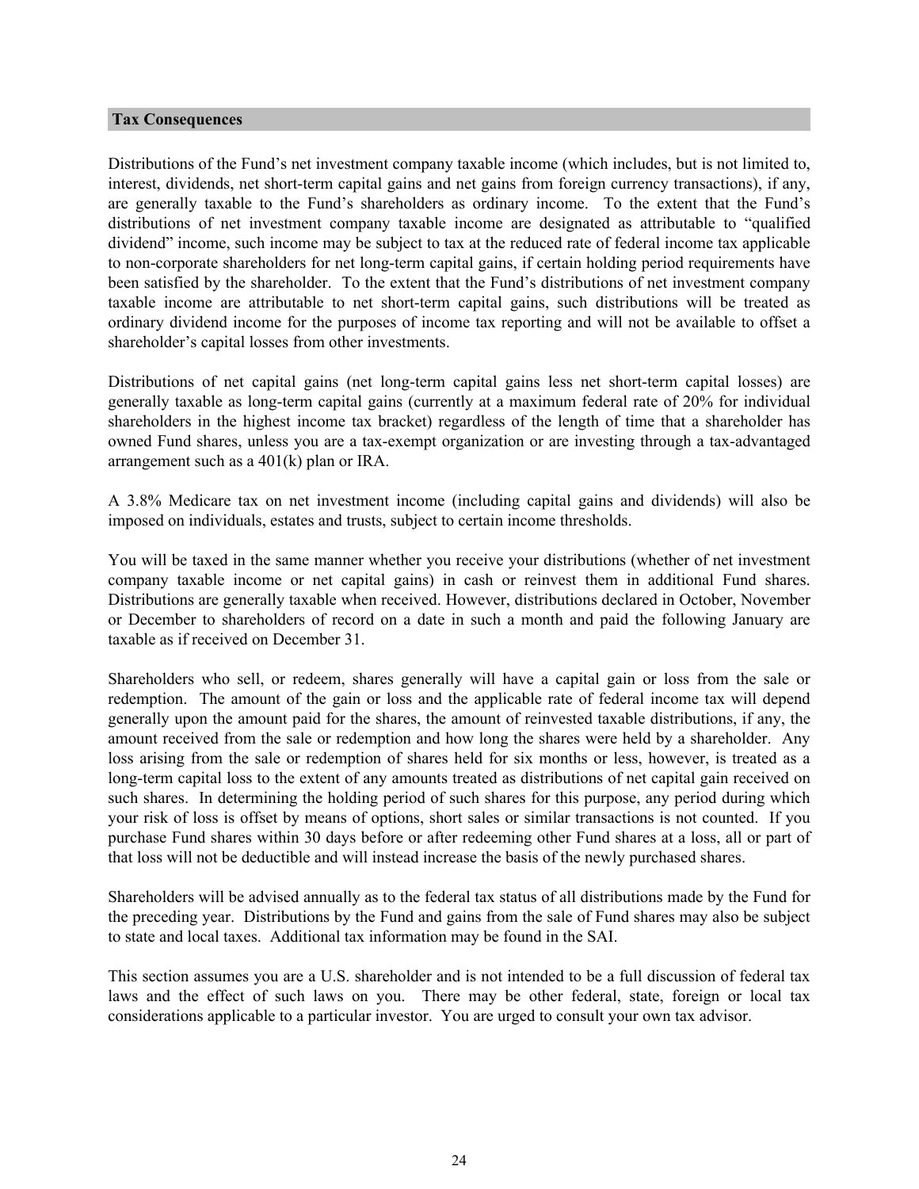## Tax Consequences

Distributions of the Fund's net investment company taxable income (which includes, but is not limited to, interest, dividends, net short-term capital gains and net gains from foreign currency transactions), if any, are generally taxable to the Fund's shareholders as ordinary income. To the extent that the Fund's distributions of net investment company taxable income are designated as attributable to "qualified dividend" income, such income may be subject to tax at the reduced rate of federal income tax applicable to non-corporate shareholders for net long-term capital gains, if certain holding period requirements have been satisfied by the shareholder. To the extent that the Fund's distributions of net investment company taxable income are attributable to net short-term capital gains, such distributions will be treated as ordinary dividend income for the purposes of income tax reporting and will not be available to offset a shareholder's capital losses from other investments.

Distributions of net capital gains (net long-term capital gains less net short-term capital losses) are generally taxable as long-term capital gains (currently at a maximum federal rate of 20% for individual shareholders in the highest income tax bracket) regardless of the length of time that a shareholder has owned Fund shares, unless you are a tax-exempt organization or are investing through a tax-advantaged arrangement such as a 401(k) plan or IRA.

A 3.8% Medicare tax on net investment income (including capital gains and dividends) will also be imposed on individuals, estates and trusts, subject to certain income thresholds.

You will be taxed in the same manner whether you receive your distributions (whether of net investment company taxable income or net capital gains) in cash or reinvest them in additional Fund shares. Distributions are generally taxable when received. However, distributions declared in October, November or December to shareholders of record on a date in such a month and paid the following January are taxable as if received on December 31.

Shareholders who sell, or redeem, shares generally will have a capital gain or loss from the sale or redemption. The amount of the gain or loss and the applicable rate of federal income tax will depend generally upon the amount paid for the shares, the amount of reinvested taxable distributions, if any, the amount received from the sale or redemption and how long the shares were held by a shareholder. Any loss arising from the sale or redemption of shares held for six months or less, however, is treated as a long-term capital loss to the extent of any amounts treated as distributions of net capital gain received on such shares. In determining the holding period of such shares for this purpose, any period during which your risk of loss is offset by means of options, short sales or similar transactions is not counted. If you purchase Fund shares within 30 days before or after redeeming other Fund shares at a loss, all or part of that loss will not be deductible and will instead increase the basis of the newly purchased shares.

Shareholders will be advised annually as to the federal tax status of all distributions made by the Fund for the preceding year. Distributions by the Fund and gains from the sale of Fund shares may also be subject to state and local taxes. Additional tax information may be found in the SAI.

This section assumes you are a U.S. shareholder and is not intended to be a full discussion of federal tax laws and the effect of such laws on you. There may be other federal, state, foreign or local tax considerations applicable to a particular investor. You are urged to consult your own tax advisor.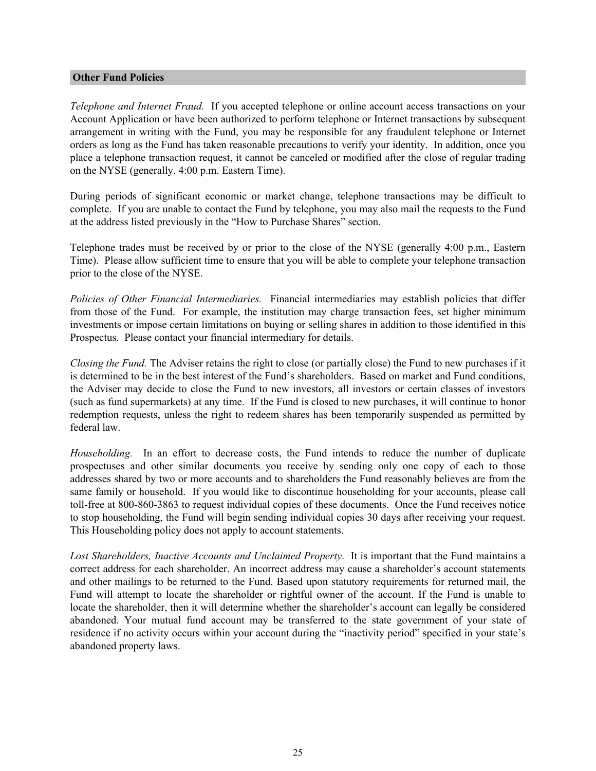## Other Fund Policies

*Telephone and Internet Fraud.* If you accepted telephone or online account access transactions on your Account Application or have been authorized to perform telephone or Internet transactions by subsequent arrangement in writing with the Fund, you may be responsible for any fraudulent telephone or Internet orders as long as the Fund has taken reasonable precautions to verify your identity. In addition, once you place a telephone transaction request, it cannot be canceled or modified after the close of regular trading on the NYSE (generally, 4:00 p.m. Eastern Time).

During periods of significant economic or market change, telephone transactions may be difficult to complete. If you are unable to contact the Fund by telephone, you may also mail the requests to the Fund at the address listed previously in the "How to Purchase Shares" section.

Telephone trades must be received by or prior to the close of the NYSE (generally 4:00 p.m., Eastern Time). Please allow sufficient time to ensure that you will be able to complete your telephone transaction prior to the close of the NYSE.

*Policies of Other Financial Intermediaries.* Financial intermediaries may establish policies that differ from those of the Fund. For example, the institution may charge transaction fees, set higher minimum investments or impose certain limitations on buying or selling shares in addition to those identified in this Prospectus. Please contact your financial intermediary for details.

*Closing the Fund.* The Adviser retains the right to close (or partially close) the Fund to new purchases if it is determined to be in the best interest of the Fund's shareholders. Based on market and Fund conditions, the Adviser may decide to close the Fund to new investors, all investors or certain classes of investors (such as fund supermarkets) at any time. If the Fund is closed to new purchases, it will continue to honor redemption requests, unless the right to redeem shares has been temporarily suspended as permitted by federal law.

*Householding.* In an effort to decrease costs, the Fund intends to reduce the number of duplicate prospectuses and other similar documents you receive by sending only one copy of each to those addresses shared by two or more accounts and to shareholders the Fund reasonably believes are from the same family or household. If you would like to discontinue householding for your accounts, please call toll-free at 800-860-3863 to request individual copies of these documents. Once the Fund receives notice to stop householding, the Fund will begin sending individual copies 30 days after receiving your request. This Householding policy does not apply to account statements.

*Lost Shareholders, Inactive Accounts and Unclaimed Property*. It is important that the Fund maintains a correct address for each shareholder. An incorrect address may cause a shareholder's account statements and other mailings to be returned to the Fund. Based upon statutory requirements for returned mail, the Fund will attempt to locate the shareholder or rightful owner of the account. If the Fund is unable to locate the shareholder, then it will determine whether the shareholder's account can legally be considered abandoned. Your mutual fund account may be transferred to the state government of your state of residence if no activity occurs within your account during the "inactivity period" specified in your state's abandoned property laws.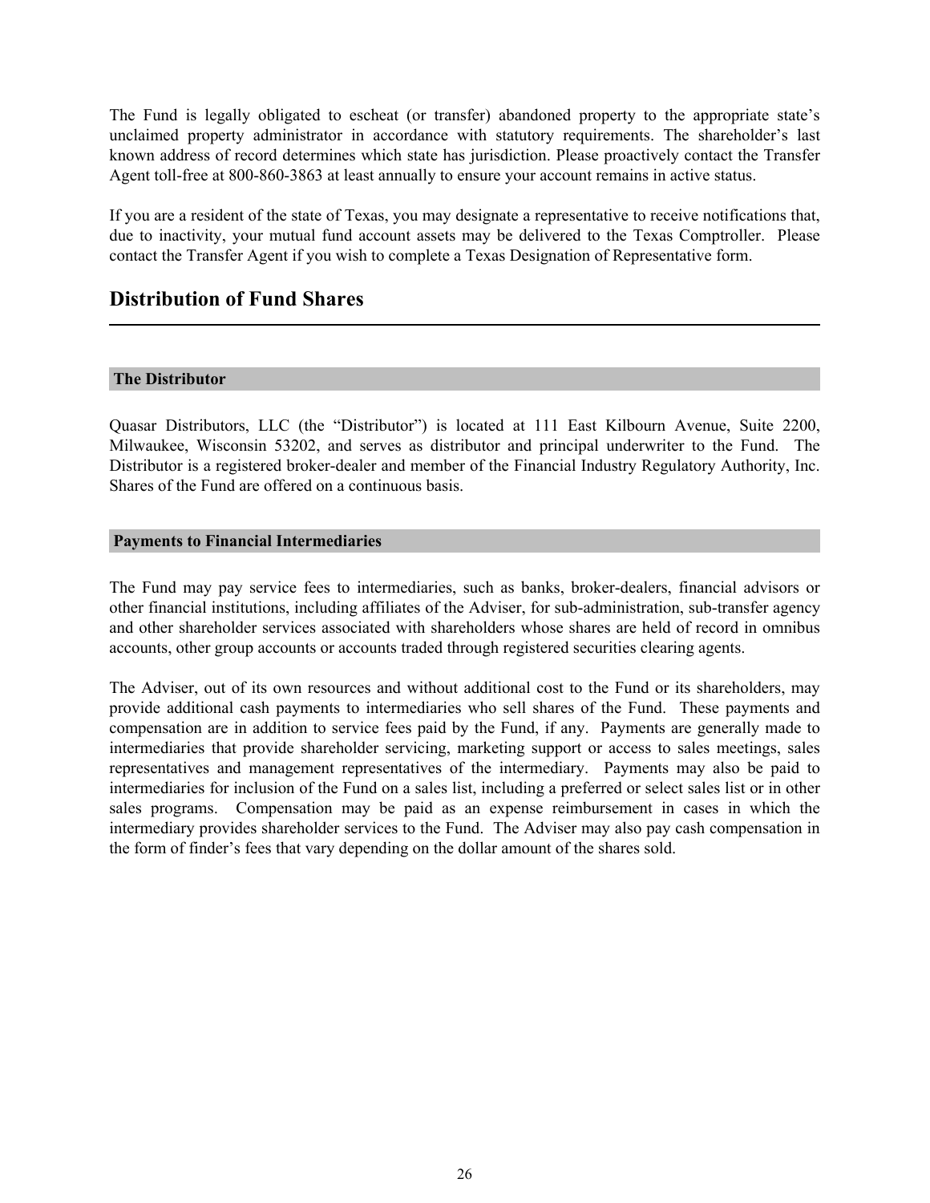The Fund is legally obligated to escheat (or transfer) abandoned property to the appropriate state's unclaimed property administrator in accordance with statutory requirements. The shareholder's last known address of record determines which state has jurisdiction. Please proactively contact the Transfer Agent toll-free at 800-860-3863 at least annually to ensure your account remains in active status.

If you are a resident of the state of Texas, you may designate a representative to receive notifications that, due to inactivity, your mutual fund account assets may be delivered to the Texas Comptroller. Please contact the Transfer Agent if you wish to complete a Texas Designation of Representative form.

## Distribution of Fund Shares

### The Distributor

Quasar Distributors, LLC (the "Distributor") is located at 111 East Kilbourn Avenue, Suite 2200, Milwaukee, Wisconsin 53202, and serves as distributor and principal underwriter to the Fund. The Distributor is a registered broker-dealer and member of the Financial Industry Regulatory Authority, Inc. Shares of the Fund are offered on a continuous basis.

### Payments to Financial Intermediaries

The Fund may pay service fees to intermediaries, such as banks, broker-dealers, financial advisors or other financial institutions, including affiliates of the Adviser, for sub-administration, sub-transfer agency and other shareholder services associated with shareholders whose shares are held of record in omnibus accounts, other group accounts or accounts traded through registered securities clearing agents.

The Adviser, out of its own resources and without additional cost to the Fund or its shareholders, may provide additional cash payments to intermediaries who sell shares of the Fund. These payments and compensation are in addition to service fees paid by the Fund, if any. Payments are generally made to intermediaries that provide shareholder servicing, marketing support or access to sales meetings, sales representatives and management representatives of the intermediary. Payments may also be paid to intermediaries for inclusion of the Fund on a sales list, including a preferred or select sales list or in other sales programs. Compensation may be paid as an expense reimbursement in cases in which the intermediary provides shareholder services to the Fund. The Adviser may also pay cash compensation in the form of finder's fees that vary depending on the dollar amount of the shares sold.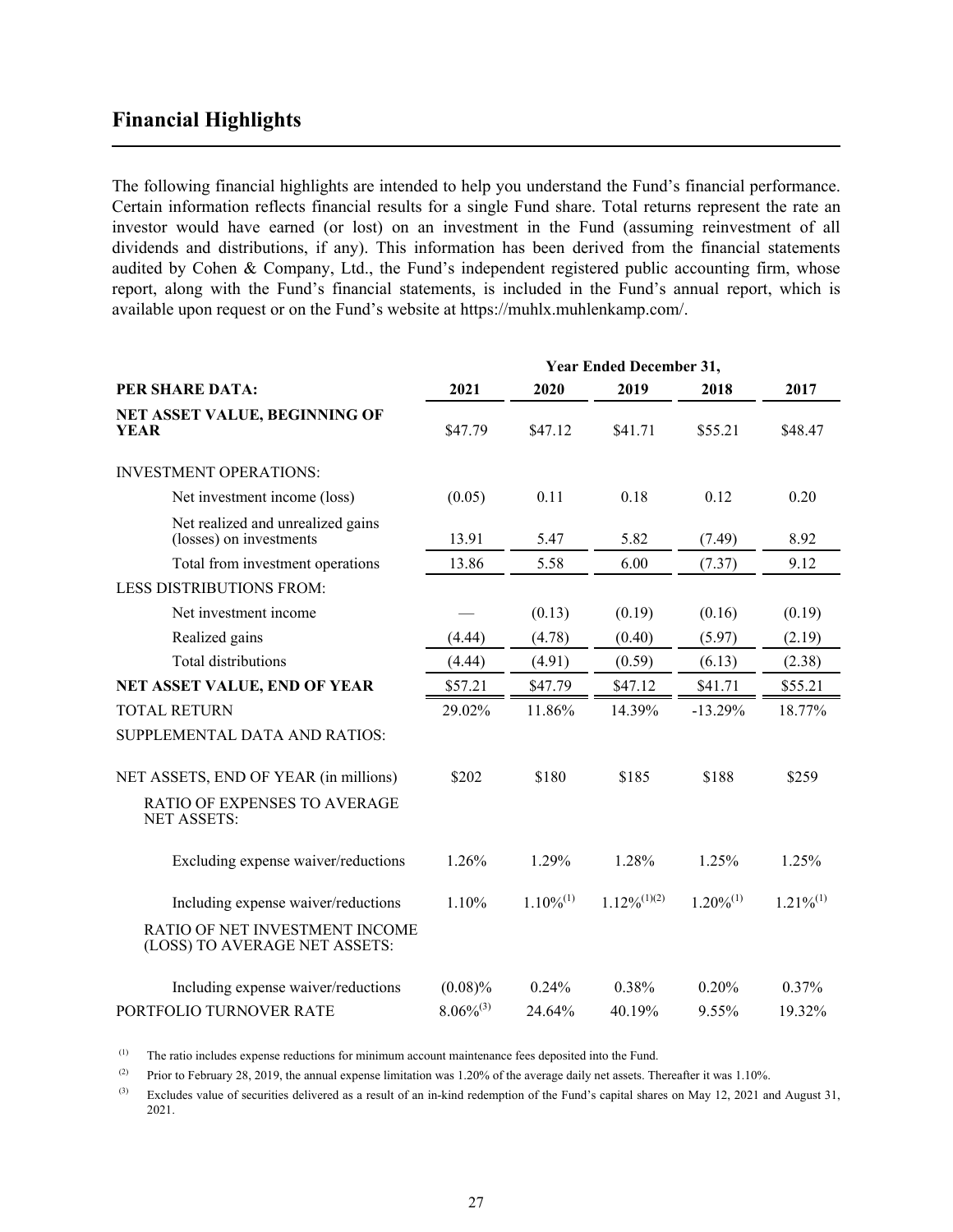## Financial Highlights

The following financial highlights are intended to help you understand the Fund's financial performance. Certain information reflects financial results for a single Fund share. Total returns represent the rate an investor would have earned (or lost) on an investment in the Fund (assuming reinvestment of all dividends and distributions, if any). This information has been derived from the financial statements audited by Cohen & Company, Ltd., the Fund's independent registered public accounting firm, whose report, along with the Fund's financial statements, is included in the Fund's annual report, which is available upon request or on the Fund's website at https://muhlx.muhlenkamp.com/.

| | Year Ended December 31, | | | | |
|---|---|---|---|---|---|
| **PER SHARE DATA:** | **2021** | **2020** | **2019** | **2018** | **2017** |
| **NET ASSET VALUE, BEGINNING OF YEAR** | $47.79 | $47.12 | $41.71 | $55.21 | $48.47 |
| INVESTMENT OPERATIONS: | | | | | |
| Net investment income (loss) | (0.05) | 0.11 | 0.18 | 0.12 | 0.20 |
| Net realized and unrealized gains (losses) on investments | 13.91 | 5.47 | 5.82 | (7.49) | 8.92 |
| Total from investment operations | 13.86 | 5.58 | 6.00 | (7.37) | 9.12 |
| LESS DISTRIBUTIONS FROM: | | | | | |
| Net investment income | — | (0.13) | (0.19) | (0.16) | (0.19) |
| Realized gains | (4.44) | (4.78) | (0.40) | (5.97) | (2.19) |
| Total distributions | (4.44) | (4.91) | (0.59) | (6.13) | (2.38) |
| **NET ASSET VALUE, END OF YEAR** | $57.21 | $47.79 | $47.12 | $41.71 | $55.21 |
| TOTAL RETURN | 29.02% | 11.86% | 14.39% | -13.29% | 18.77% |
| SUPPLEMENTAL DATA AND RATIOS: | | | | | |
| NET ASSETS, END OF YEAR (in millions) | $202 | $180 | $185 | $188 | $259 |
| RATIO OF EXPENSES TO AVERAGE NET ASSETS: | | | | | |
| Excluding expense waiver/reductions | 1.26% | 1.29% | 1.28% | 1.25% | 1.25% |
| Including expense waiver/reductions | 1.10% | 1.10%(1) | 1.12%(1)(2) | 1.20%(1) | 1.21%(1) |
| RATIO OF NET INVESTMENT INCOME (LOSS) TO AVERAGE NET ASSETS: | | | | | |
| Including expense waiver/reductions | (0.08)% | 0.24% | 0.38% | 0.20% | 0.37% |
| PORTFOLIO TURNOVER RATE | 8.06%(3) | 24.64% | 40.19% | 9.55% | 19.32% |

(1) The ratio includes expense reductions for minimum account maintenance fees deposited into the Fund.

(2) Prior to February 28, 2019, the annual expense limitation was 1.20% of the average daily net assets. Thereafter it was 1.10%.

(3) Excludes value of securities delivered as a result of an in-kind redemption of the Fund's capital shares on May 12, 2021 and August 31, 2021.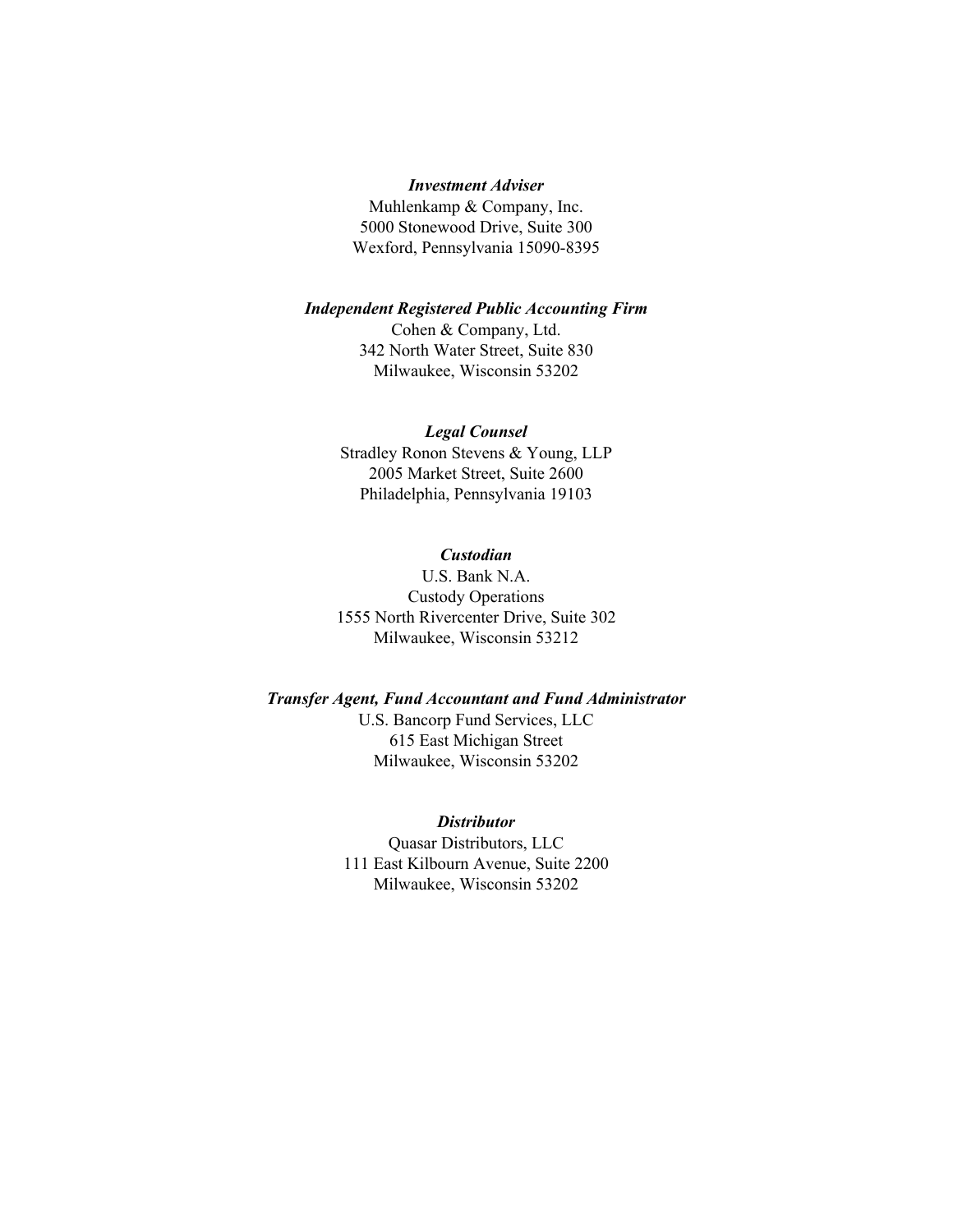***Investment Adviser***
Muhlenkamp & Company, Inc.
5000 Stonewood Drive, Suite 300
Wexford, Pennsylvania 15090-8395

***Independent Registered Public Accounting Firm***
Cohen & Company, Ltd.
342 North Water Street, Suite 830
Milwaukee, Wisconsin 53202

***Legal Counsel***
Stradley Ronon Stevens & Young, LLP
2005 Market Street, Suite 2600
Philadelphia, Pennsylvania 19103

***Custodian***
U.S. Bank N.A.
Custody Operations
1555 North Rivercenter Drive, Suite 302
Milwaukee, Wisconsin 53212

***Transfer Agent, Fund Accountant and Fund Administrator***
U.S. Bancorp Fund Services, LLC
615 East Michigan Street
Milwaukee, Wisconsin 53202

***Distributor***
Quasar Distributors, LLC
111 East Kilbourn Avenue, Suite 2200
Milwaukee, Wisconsin 53202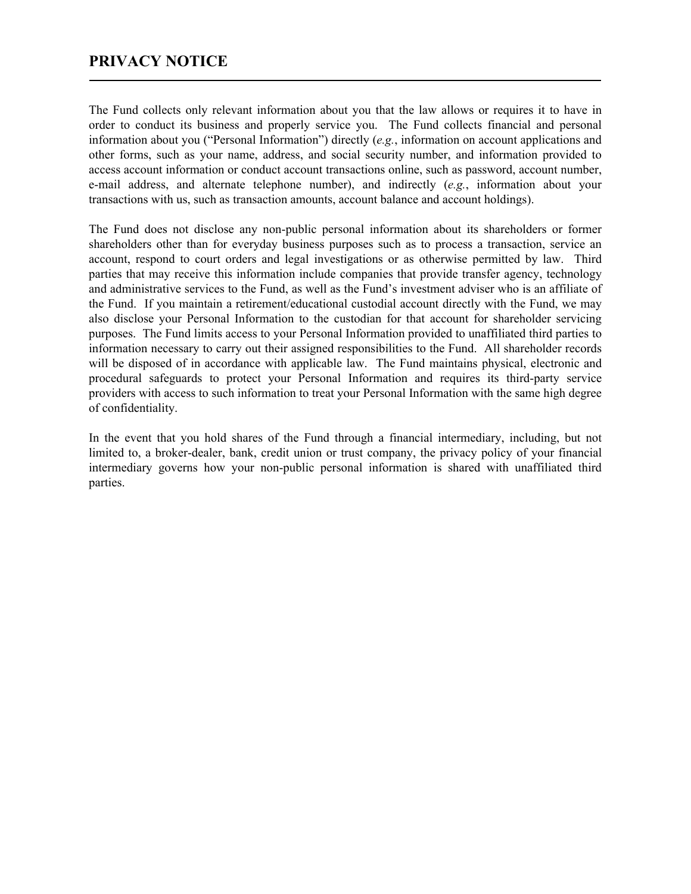# PRIVACY NOTICE

The Fund collects only relevant information about you that the law allows or requires it to have in order to conduct its business and properly service you. The Fund collects financial and personal information about you ("Personal Information") directly (*e.g.*, information on account applications and other forms, such as your name, address, and social security number, and information provided to access account information or conduct account transactions online, such as password, account number, e-mail address, and alternate telephone number), and indirectly (*e.g.*, information about your transactions with us, such as transaction amounts, account balance and account holdings).

The Fund does not disclose any non-public personal information about its shareholders or former shareholders other than for everyday business purposes such as to process a transaction, service an account, respond to court orders and legal investigations or as otherwise permitted by law. Third parties that may receive this information include companies that provide transfer agency, technology and administrative services to the Fund, as well as the Fund's investment adviser who is an affiliate of the Fund. If you maintain a retirement/educational custodial account directly with the Fund, we may also disclose your Personal Information to the custodian for that account for shareholder servicing purposes. The Fund limits access to your Personal Information provided to unaffiliated third parties to information necessary to carry out their assigned responsibilities to the Fund. All shareholder records will be disposed of in accordance with applicable law. The Fund maintains physical, electronic and procedural safeguards to protect your Personal Information and requires its third-party service providers with access to such information to treat your Personal Information with the same high degree of confidentiality.

In the event that you hold shares of the Fund through a financial intermediary, including, but not limited to, a broker-dealer, bank, credit union or trust company, the privacy policy of your financial intermediary governs how your non-public personal information is shared with unaffiliated third parties.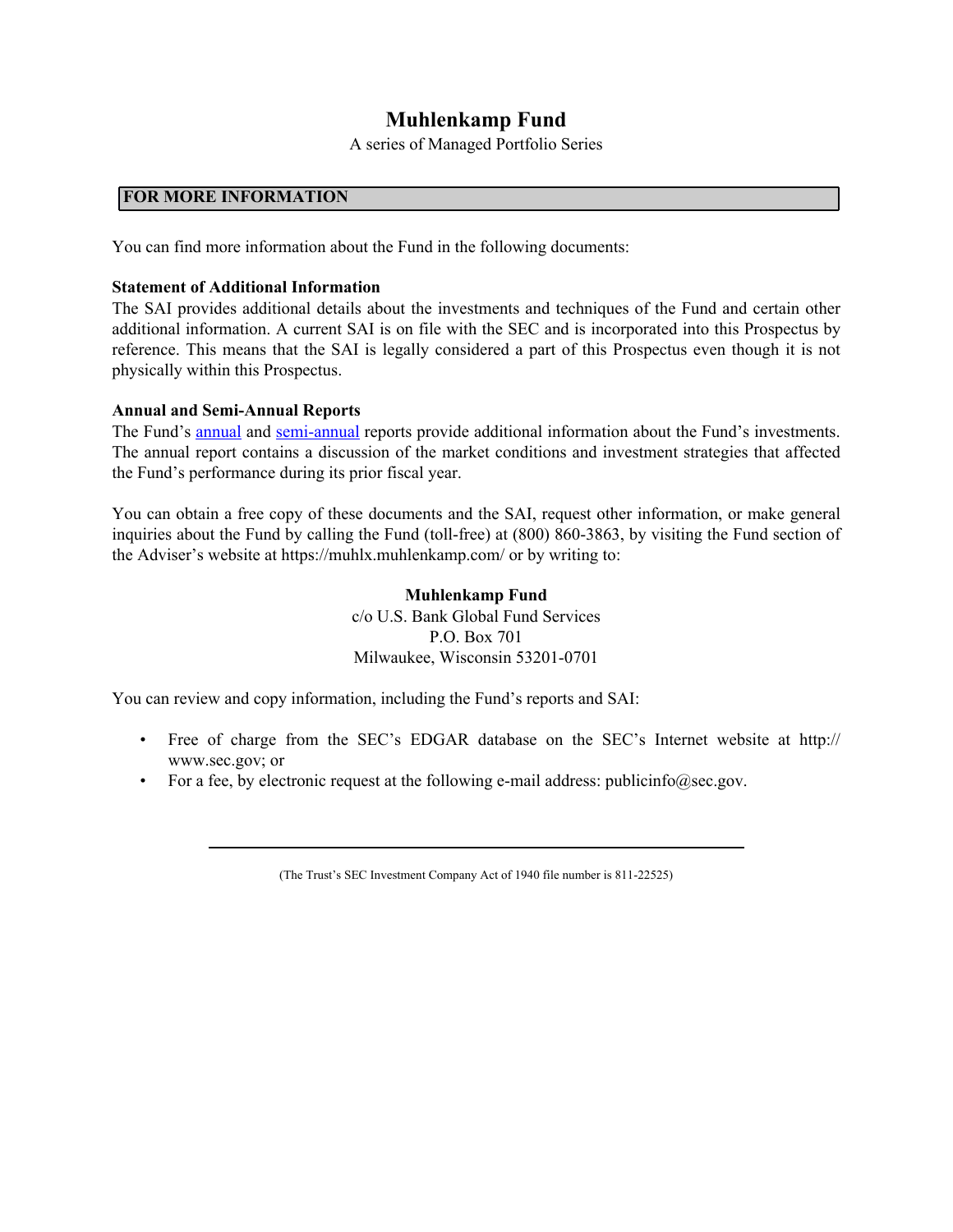# Muhlenkamp Fund

A series of Managed Portfolio Series

## FOR MORE INFORMATION

You can find more information about the Fund in the following documents:

**Statement of Additional Information**

The SAI provides additional details about the investments and techniques of the Fund and certain other additional information. A current SAI is on file with the SEC and is incorporated into this Prospectus by reference. This means that the SAI is legally considered a part of this Prospectus even though it is not physically within this Prospectus.

**Annual and Semi-Annual Reports**

The Fund's annual and semi-annual reports provide additional information about the Fund's investments. The annual report contains a discussion of the market conditions and investment strategies that affected the Fund's performance during its prior fiscal year.

You can obtain a free copy of these documents and the SAI, request other information, or make general inquiries about the Fund by calling the Fund (toll-free) at (800) 860-3863, by visiting the Fund section of the Adviser's website at https://muhlx.muhlenkamp.com/ or by writing to:

**Muhlenkamp Fund**
c/o U.S. Bank Global Fund Services
P.O. Box 701
Milwaukee, Wisconsin 53201-0701

You can review and copy information, including the Fund's reports and SAI:

- Free of charge from the SEC's EDGAR database on the SEC's Internet website at http://www.sec.gov; or
- For a fee, by electronic request at the following e-mail address: publicinfo@sec.gov.

(The Trust's SEC Investment Company Act of 1940 file number is 811-22525)